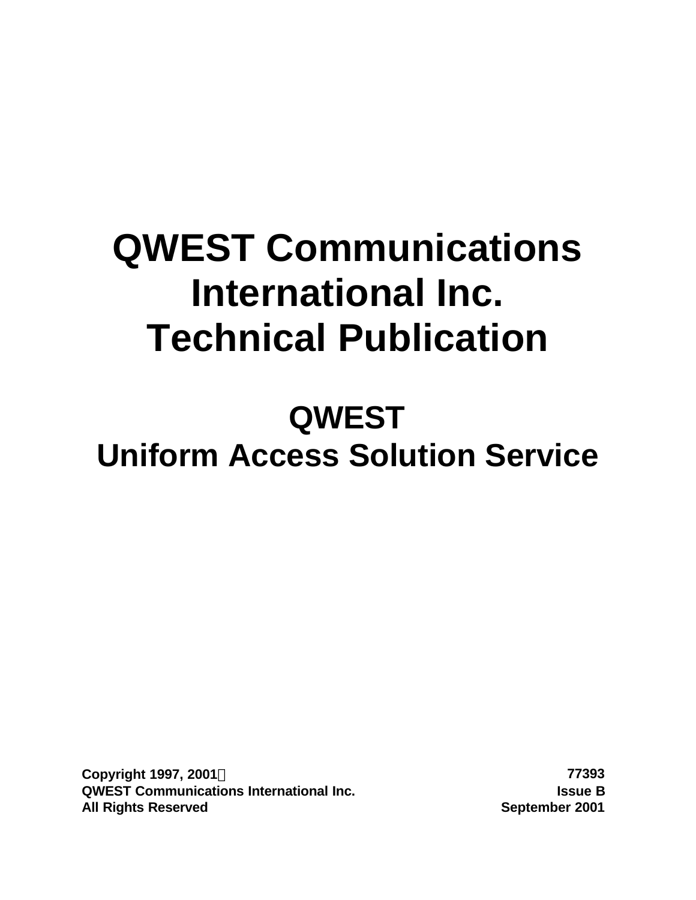# QWEST Communications International Inc. Technical Publication

## QWEST Uniform Access Solution Service

**Copyright 1997, 2001©**
**QWEST Communications International Inc.**
**All Rights Reserved**

**77393**
**Issue B**
**September 2001**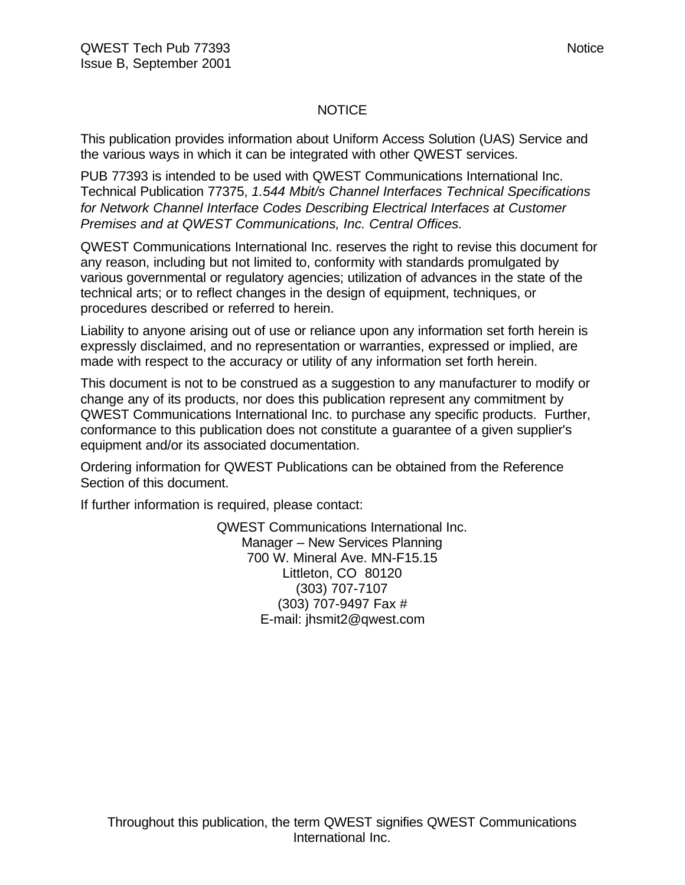# NOTICE

This publication provides information about Uniform Access Solution (UAS) Service and the various ways in which it can be integrated with other QWEST services.

PUB 77393 is intended to be used with QWEST Communications International Inc. Technical Publication 77375, *1.544 Mbit/s Channel Interfaces Technical Specifications for Network Channel Interface Codes Describing Electrical Interfaces at Customer Premises and at QWEST Communications, Inc. Central Offices.*

QWEST Communications International Inc. reserves the right to revise this document for any reason, including but not limited to, conformity with standards promulgated by various governmental or regulatory agencies; utilization of advances in the state of the technical arts; or to reflect changes in the design of equipment, techniques, or procedures described or referred to herein.

Liability to anyone arising out of use or reliance upon any information set forth herein is expressly disclaimed, and no representation or warranties, expressed or implied, are made with respect to the accuracy or utility of any information set forth herein.

This document is not to be construed as a suggestion to any manufacturer to modify or change any of its products, nor does this publication represent any commitment by QWEST Communications International Inc. to purchase any specific products. Further, conformance to this publication does not constitute a guarantee of a given supplier's equipment and/or its associated documentation.

Ordering information for QWEST Publications can be obtained from the Reference Section of this document.

If further information is required, please contact:

QWEST Communications International Inc.
Manager – New Services Planning
700 W. Mineral Ave. MN-F15.15
Littleton, CO 80120
(303) 707-7107
(303) 707-9497 Fax #
E-mail: jhsmit2@qwest.com

Throughout this publication, the term QWEST signifies QWEST Communications International Inc.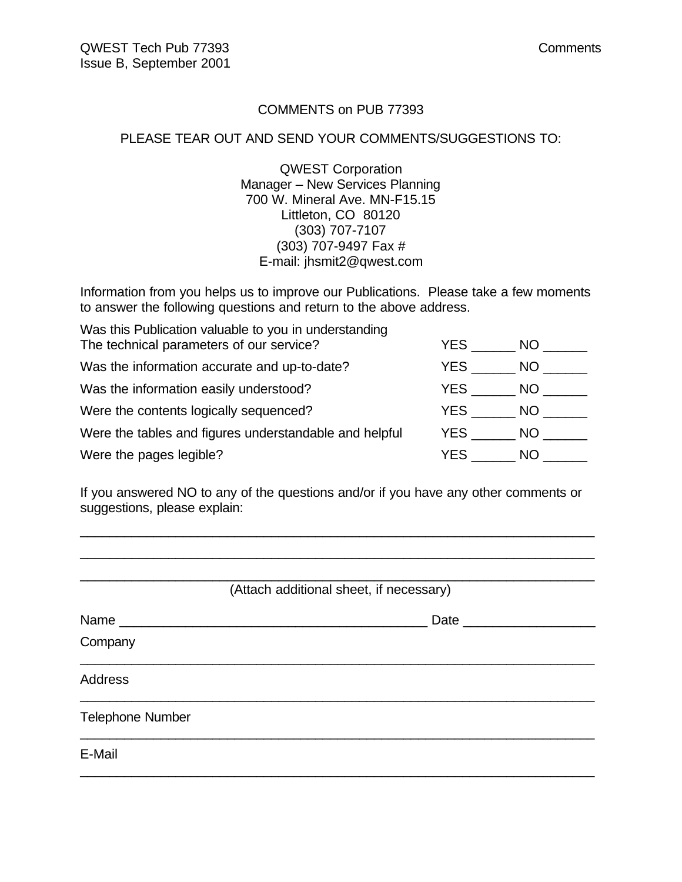## COMMENTS on PUB 77393

PLEASE TEAR OUT AND SEND YOUR COMMENTS/SUGGESTIONS TO:

QWEST Corporation
Manager – New Services Planning
700 W. Mineral Ave. MN-F15.15
Littleton, CO 80120
(303) 707-7107
(303) 707-9497 Fax #
E-mail: jhsmit2@qwest.com

Information from you helps us to improve our Publications. Please take a few moments to answer the following questions and return to the above address.

| | |
|---|---|
| Was this Publication valuable to you in understanding The technical parameters of our service? | YES ______ NO ______ |
| Was the information accurate and up-to-date? | YES ______ NO ______ |
| Was the information easily understood? | YES ______ NO ______ |
| Were the contents logically sequenced? | YES ______ NO ______ |
| Were the tables and figures understandable and helpful | YES ______ NO ______ |
| Were the pages legible? | YES ______ NO ______ |

If you answered NO to any of the questions and/or if you have any other comments or suggestions, please explain:

______________________________________________________________________

______________________________________________________________________

______________________________________________________________________

(Attach additional sheet, if necessary)

Name ___________________________________________ Date __________________

Company

______________________________________________________________________

Address

______________________________________________________________________

Telephone Number

______________________________________________________________________

E-Mail

______________________________________________________________________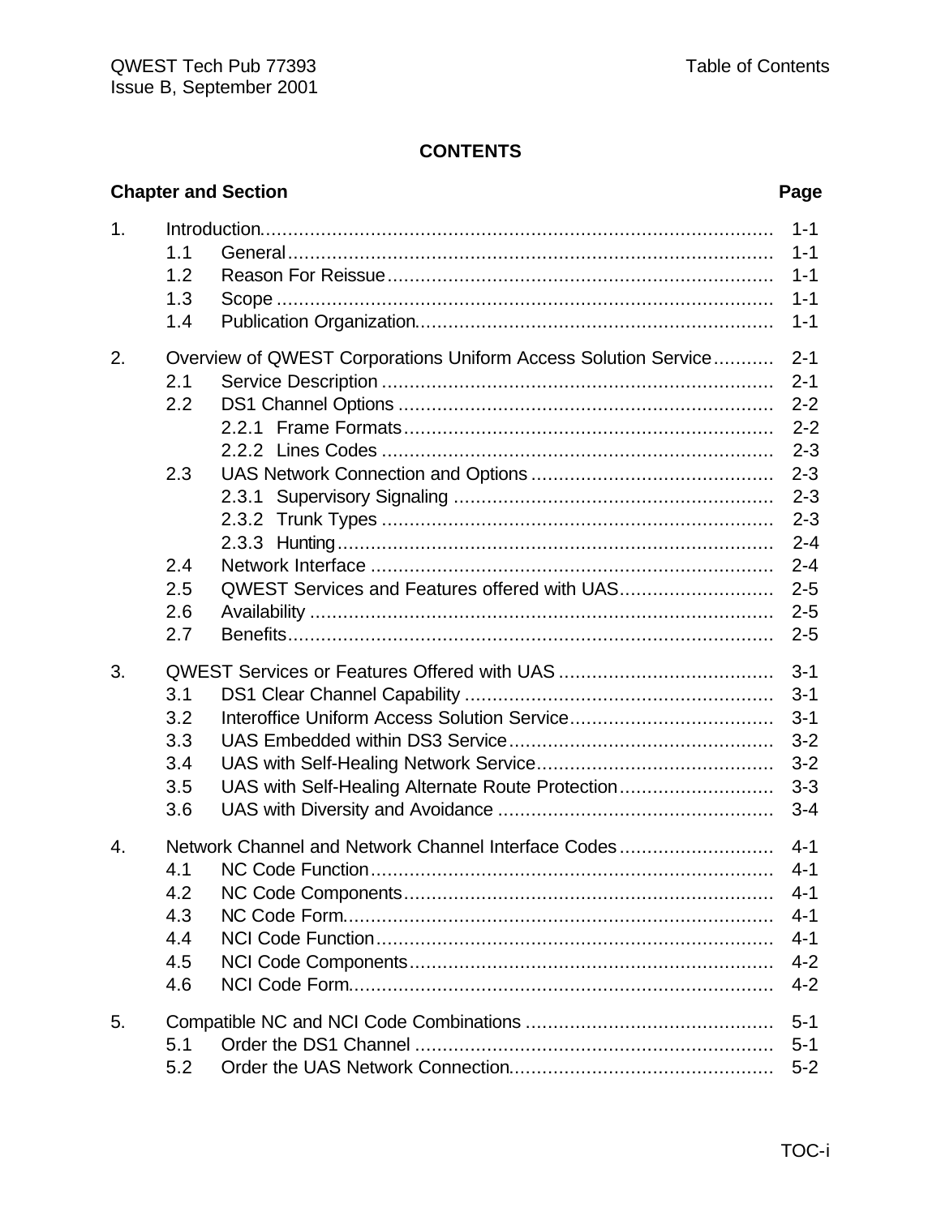# CONTENTS

| Chapter and Section | | Page |
|---|---|---|
| 1. | Introduction | 1-1 |
| | 1.1 General | 1-1 |
| | 1.2 Reason For Reissue | 1-1 |
| | 1.3 Scope | 1-1 |
| | 1.4 Publication Organization | 1-1 |
| 2. | Overview of QWEST Corporations Uniform Access Solution Service | 2-1 |
| | 2.1 Service Description | 2-1 |
| | 2.2 DS1 Channel Options | 2-2 |
| | 2.2.1 Frame Formats | 2-2 |
| | 2.2.2 Lines Codes | 2-3 |
| | 2.3 UAS Network Connection and Options | 2-3 |
| | 2.3.1 Supervisory Signaling | 2-3 |
| | 2.3.2 Trunk Types | 2-3 |
| | 2.3.3 Hunting | 2-4 |
| | 2.4 Network Interface | 2-4 |
| | 2.5 QWEST Services and Features offered with UAS | 2-5 |
| | 2.6 Availability | 2-5 |
| | 2.7 Benefits | 2-5 |
| 3. | QWEST Services or Features Offered with UAS | 3-1 |
| | 3.1 DS1 Clear Channel Capability | 3-1 |
| | 3.2 Interoffice Uniform Access Solution Service | 3-1 |
| | 3.3 UAS Embedded within DS3 Service | 3-2 |
| | 3.4 UAS with Self-Healing Network Service | 3-2 |
| | 3.5 UAS with Self-Healing Alternate Route Protection | 3-3 |
| | 3.6 UAS with Diversity and Avoidance | 3-4 |
| 4. | Network Channel and Network Channel Interface Codes | 4-1 |
| | 4.1 NC Code Function | 4-1 |
| | 4.2 NC Code Components | 4-1 |
| | 4.3 NC Code Form | 4-1 |
| | 4.4 NCI Code Function | 4-1 |
| | 4.5 NCI Code Components | 4-2 |
| | 4.6 NCI Code Form | 4-2 |
| 5. | Compatible NC and NCI Code Combinations | 5-1 |
| | 5.1 Order the DS1 Channel | 5-1 |
| | 5.2 Order the UAS Network Connection | 5-2 |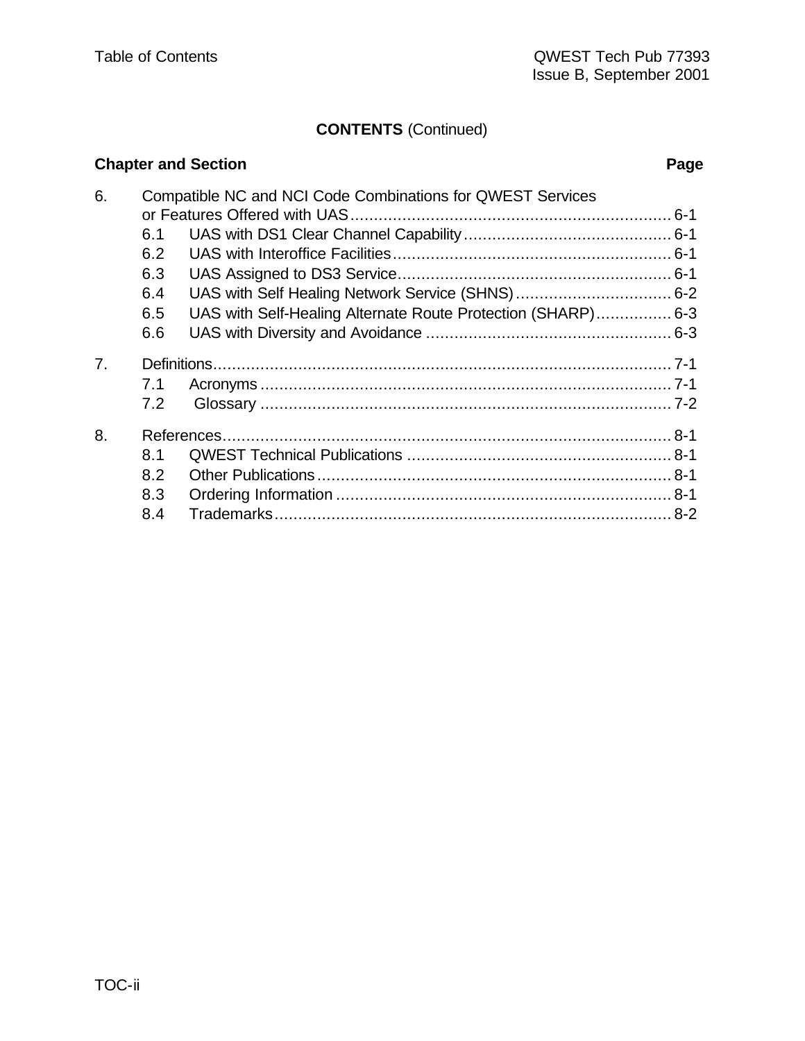**CONTENTS** (Continued)

| Chapter and Section | | Page |
|---|---|---|
| 6. | Compatible NC and NCI Code Combinations for QWEST Services or Features Offered with UAS | 6-1 |
| | 6.1 UAS with DS1 Clear Channel Capability | 6-1 |
| | 6.2 UAS with Interoffice Facilities | 6-1 |
| | 6.3 UAS Assigned to DS3 Service | 6-1 |
| | 6.4 UAS with Self Healing Network Service (SHNS) | 6-2 |
| | 6.5 UAS with Self-Healing Alternate Route Protection (SHARP) | 6-3 |
| | 6.6 UAS with Diversity and Avoidance | 6-3 |
| 7. | Definitions | 7-1 |
| | 7.1 Acronyms | 7-1 |
| | 7.2 Glossary | 7-2 |
| 8. | References | 8-1 |
| | 8.1 QWEST Technical Publications | 8-1 |
| | 8.2 Other Publications | 8-1 |
| | 8.3 Ordering Information | 8-1 |
| | 8.4 Trademarks | 8-2 |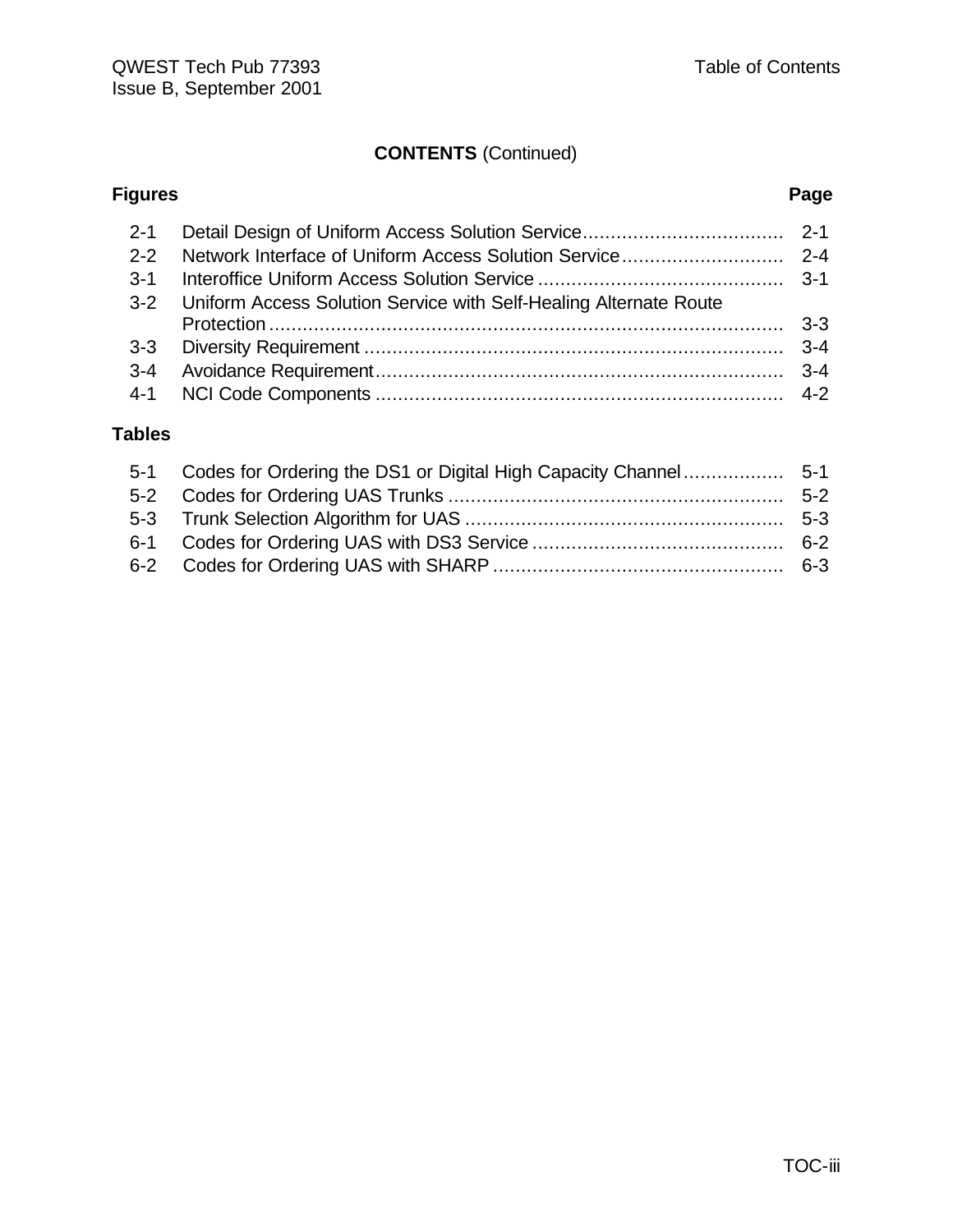**CONTENTS** (Continued)

| Figures | | Page |
|---|---|---|
| 2-1 | Detail Design of Uniform Access Solution Service | 2-1 |
| 2-2 | Network Interface of Uniform Access Solution Service | 2-4 |
| 3-1 | Interoffice Uniform Access Solution Service | 3-1 |
| 3-2 | Uniform Access Solution Service with Self-Healing Alternate Route Protection | 3-3 |
| 3-3 | Diversity Requirement | 3-4 |
| 3-4 | Avoidance Requirement | 3-4 |
| 4-1 | NCI Code Components | 4-2 |

| Tables | | |
|---|---|---|
| 5-1 | Codes for Ordering the DS1 or Digital High Capacity Channel | 5-1 |
| 5-2 | Codes for Ordering UAS Trunks | 5-2 |
| 5-3 | Trunk Selection Algorithm for UAS | 5-3 |
| 6-1 | Codes for Ordering UAS with DS3 Service | 6-2 |
| 6-2 | Codes for Ordering UAS with SHARP | 6-3 |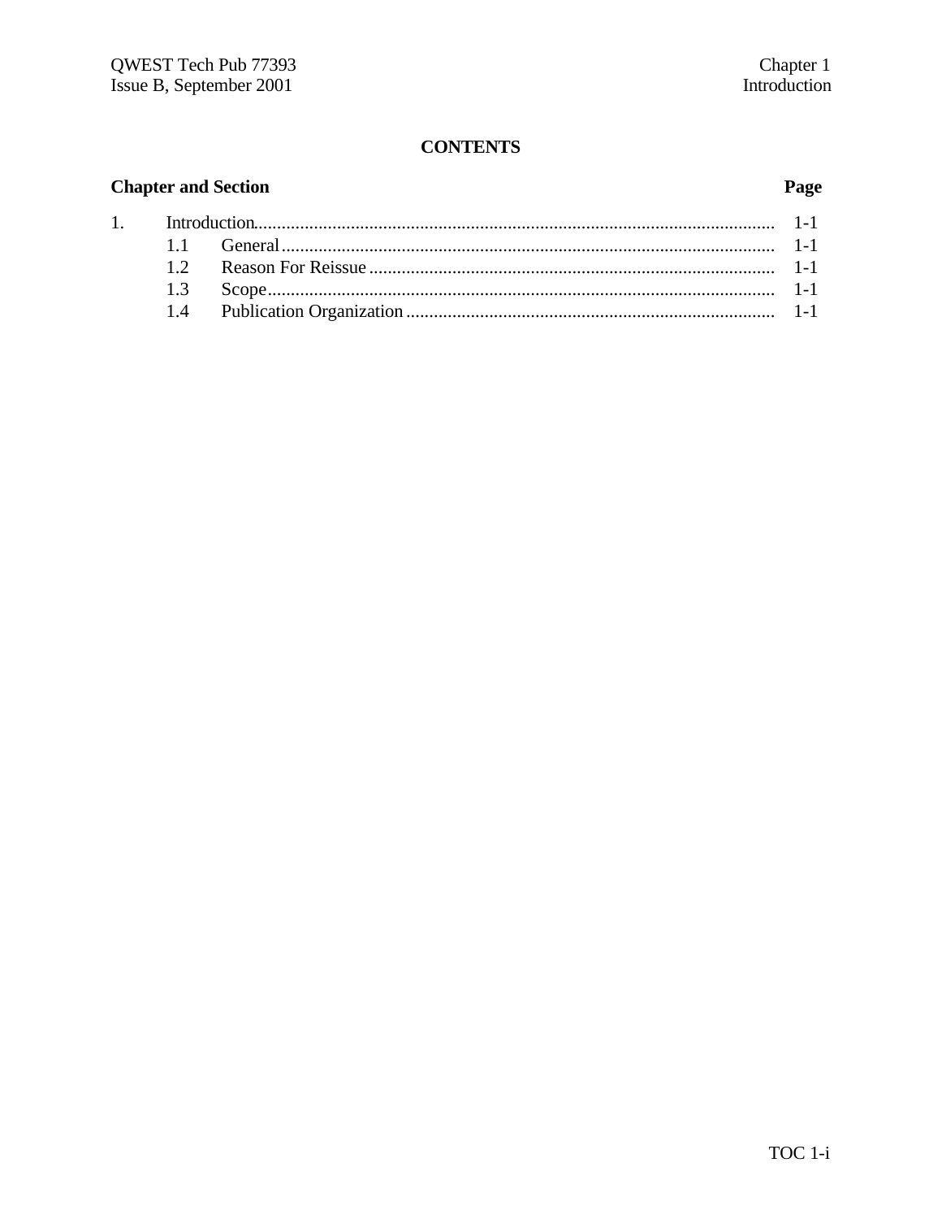## CONTENTS

| Chapter and Section | | Page |
|---|---|---|
| 1. | Introduction | 1-1 |
| 1.1 | General | 1-1 |
| 1.2 | Reason For Reissue | 1-1 |
| 1.3 | Scope | 1-1 |
| 1.4 | Publication Organization | 1-1 |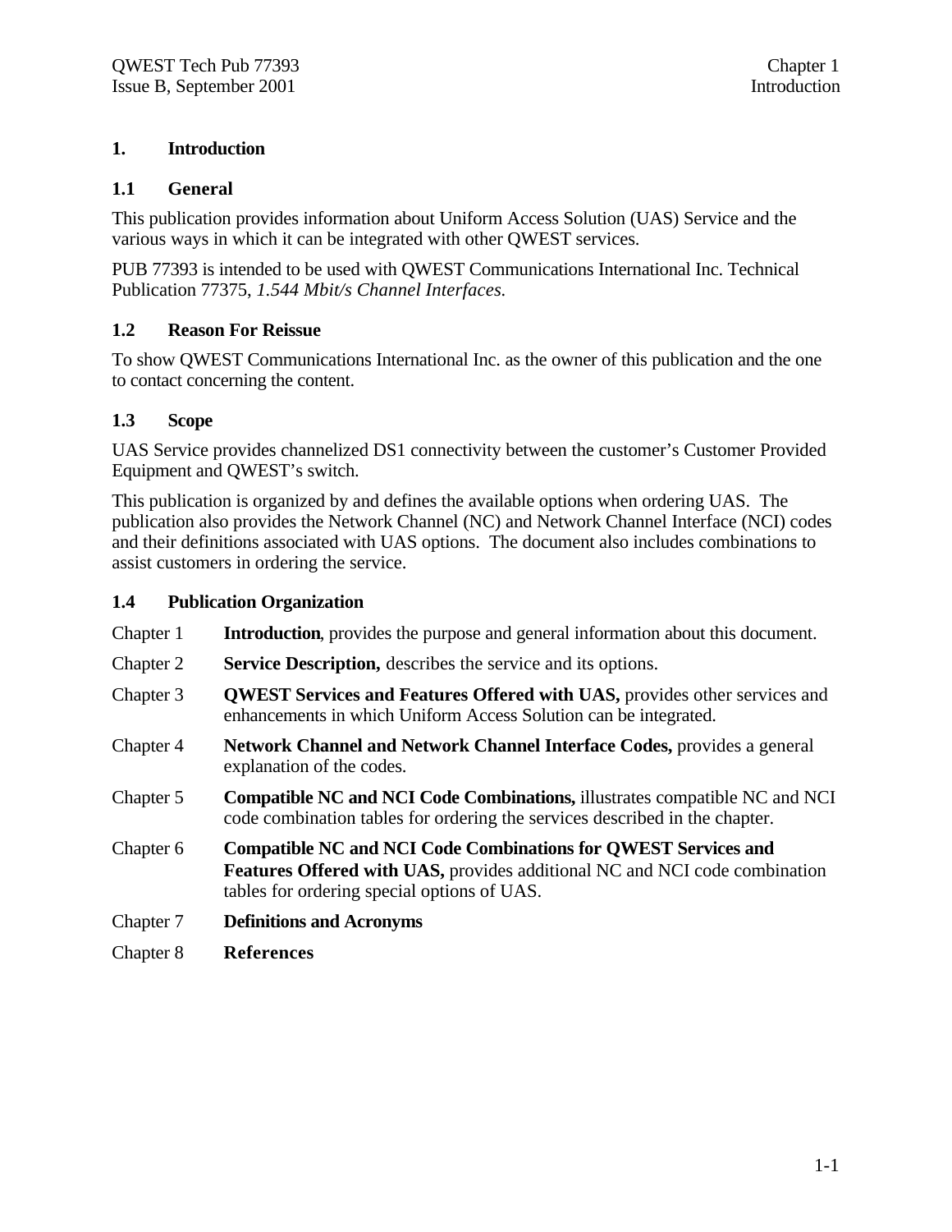# 1. Introduction

## 1.1 General

This publication provides information about Uniform Access Solution (UAS) Service and the various ways in which it can be integrated with other QWEST services.

PUB 77393 is intended to be used with QWEST Communications International Inc. Technical Publication 77375, *1.544 Mbit/s Channel Interfaces.*

## 1.2 Reason For Reissue

To show QWEST Communications International Inc. as the owner of this publication and the one to contact concerning the content.

## 1.3 Scope

UAS Service provides channelized DS1 connectivity between the customer's Customer Provided Equipment and QWEST's switch.

This publication is organized by and defines the available options when ordering UAS. The publication also provides the Network Channel (NC) and Network Channel Interface (NCI) codes and their definitions associated with UAS options. The document also includes combinations to assist customers in ordering the service.

## 1.4 Publication Organization

Chapter 1 **Introduction**, provides the purpose and general information about this document.

Chapter 2 **Service Description,** describes the service and its options.

Chapter 3 **QWEST Services and Features Offered with UAS,** provides other services and enhancements in which Uniform Access Solution can be integrated.

Chapter 4 **Network Channel and Network Channel Interface Codes,** provides a general explanation of the codes.

Chapter 5 **Compatible NC and NCI Code Combinations,** illustrates compatible NC and NCI code combination tables for ordering the services described in the chapter.

Chapter 6 **Compatible NC and NCI Code Combinations for QWEST Services and Features Offered with UAS,** provides additional NC and NCI code combination tables for ordering special options of UAS.

Chapter 7 **Definitions and Acronyms**

Chapter 8 **References**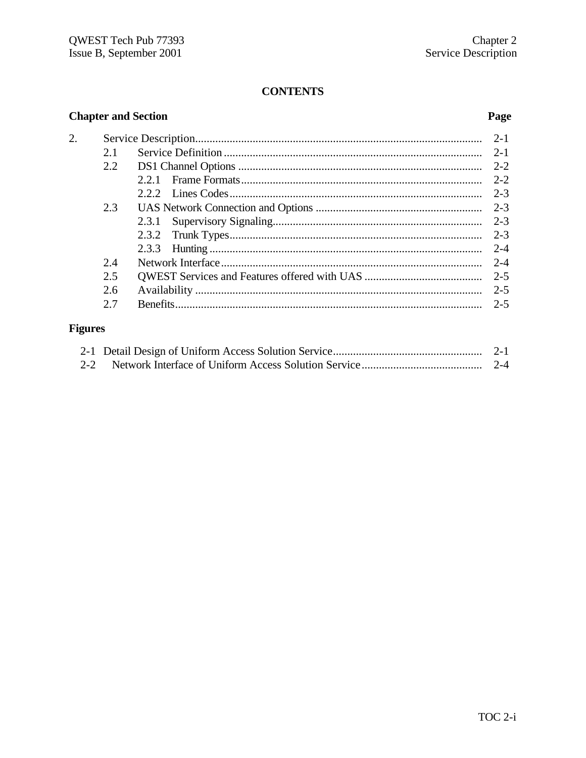# CONTENTS

**Chapter and Section** **Page**

| | | |
|---|---|---|
| 2. | Service Description | 2-1 |
| 2.1 | Service Definition | 2-1 |
| 2.2 | DS1 Channel Options | 2-2 |
| 2.2.1 | Frame Formats | 2-2 |
| 2.2.2 | Lines Codes | 2-3 |
| 2.3 | UAS Network Connection and Options | 2-3 |
| 2.3.1 | Supervisory Signaling | 2-3 |
| 2.3.2 | Trunk Types | 2-3 |
| 2.3.3 | Hunting | 2-4 |
| 2.4 | Network Interface | 2-4 |
| 2.5 | QWEST Services and Features offered with UAS | 2-5 |
| 2.6 | Availability | 2-5 |
| 2.7 | Benefits | 2-5 |

**Figures**

| | | |
|---|---|---|
| 2-1 | Detail Design of Uniform Access Solution Service | 2-1 |
| 2-2 | Network Interface of Uniform Access Solution Service | 2-4 |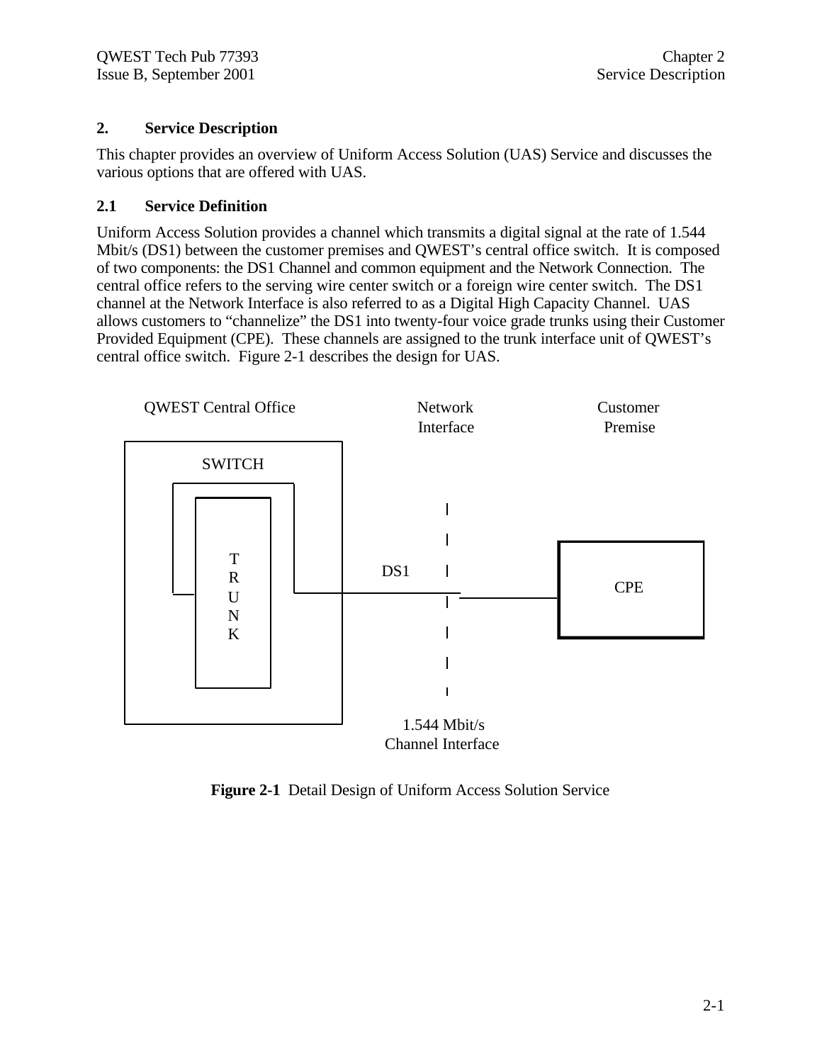## 2. Service Description

This chapter provides an overview of Uniform Access Solution (UAS) Service and discusses the various options that are offered with UAS.

### 2.1 Service Definition

Uniform Access Solution provides a channel which transmits a digital signal at the rate of 1.544 Mbit/s (DS1) between the customer premises and QWEST's central office switch. It is composed of two components: the DS1 Channel and common equipment and the Network Connection. The central office refers to the serving wire center switch or a foreign wire center switch. The DS1 channel at the Network Interface is also referred to as a Digital High Capacity Channel. UAS allows customers to "channelize" the DS1 into twenty-four voice grade trunks using their Customer Provided Equipment (CPE). These channels are assigned to the trunk interface unit of QWEST's central office switch. Figure 2-1 describes the design for UAS.

QWEST Central Office | Network Interface | Customer Premise

SWITCH

TRUNK

DS1

CPE

1.544 Mbit/s Channel Interface

**Figure 2-1** Detail Design of Uniform Access Solution Service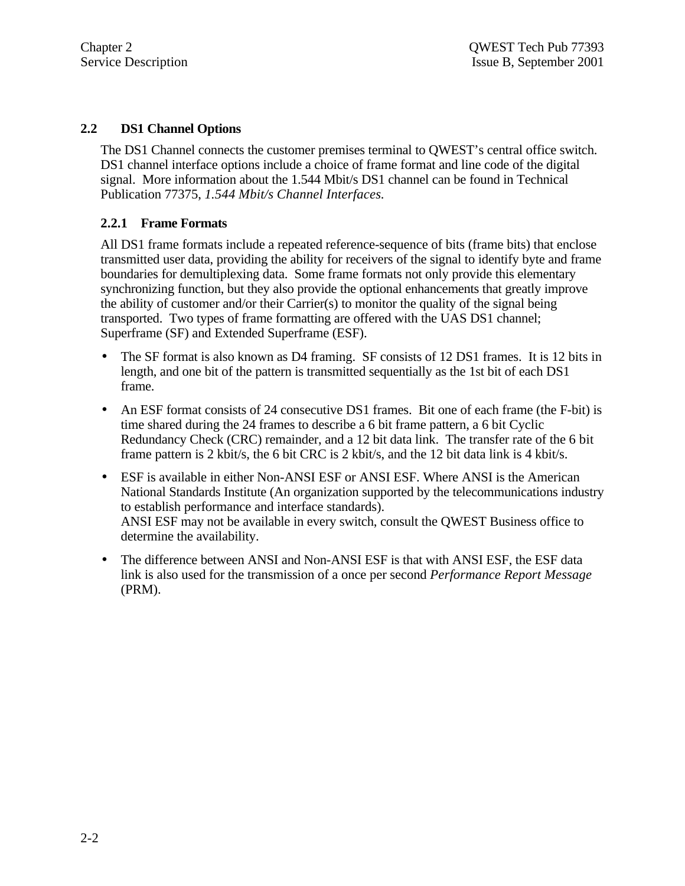## 2.2 DS1 Channel Options

The DS1 Channel connects the customer premises terminal to QWEST's central office switch. DS1 channel interface options include a choice of frame format and line code of the digital signal. More information about the 1.544 Mbit/s DS1 channel can be found in Technical Publication 77375, *1.544 Mbit/s Channel Interfaces.*

### 2.2.1 Frame Formats

All DS1 frame formats include a repeated reference-sequence of bits (frame bits) that enclose transmitted user data, providing the ability for receivers of the signal to identify byte and frame boundaries for demultiplexing data. Some frame formats not only provide this elementary synchronizing function, but they also provide the optional enhancements that greatly improve the ability of customer and/or their Carrier(s) to monitor the quality of the signal being transported. Two types of frame formatting are offered with the UAS DS1 channel; Superframe (SF) and Extended Superframe (ESF).

- The SF format is also known as D4 framing. SF consists of 12 DS1 frames. It is 12 bits in length, and one bit of the pattern is transmitted sequentially as the 1st bit of each DS1 frame.
- An ESF format consists of 24 consecutive DS1 frames. Bit one of each frame (the F-bit) is time shared during the 24 frames to describe a 6 bit frame pattern, a 6 bit Cyclic Redundancy Check (CRC) remainder, and a 12 bit data link. The transfer rate of the 6 bit frame pattern is 2 kbit/s, the 6 bit CRC is 2 kbit/s, and the 12 bit data link is 4 kbit/s.
- ESF is available in either Non-ANSI ESF or ANSI ESF. Where ANSI is the American National Standards Institute (An organization supported by the telecommunications industry to establish performance and interface standards).
  ANSI ESF may not be available in every switch, consult the QWEST Business office to determine the availability.
- The difference between ANSI and Non-ANSI ESF is that with ANSI ESF, the ESF data link is also used for the transmission of a once per second *Performance Report Message* (PRM).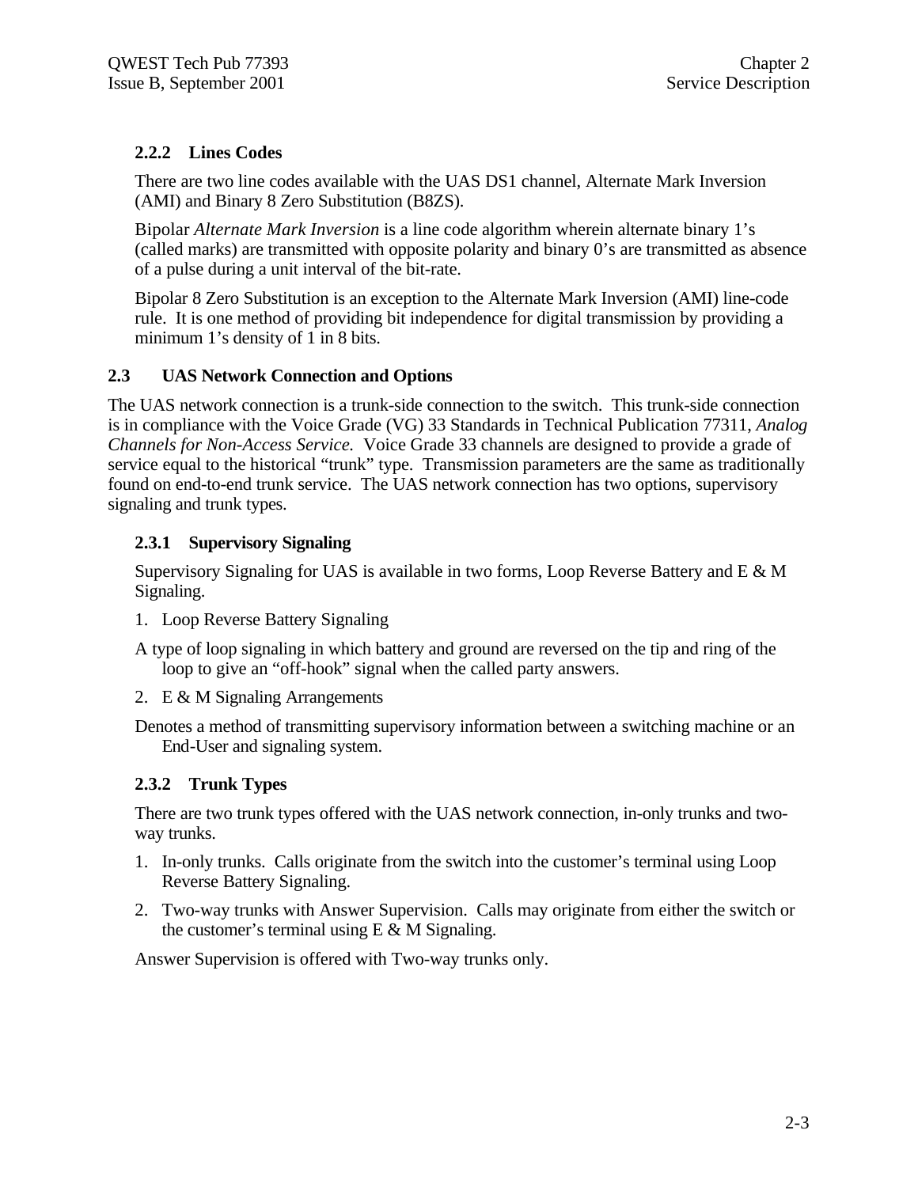### 2.2.2 Lines Codes

There are two line codes available with the UAS DS1 channel, Alternate Mark Inversion (AMI) and Binary 8 Zero Substitution (B8ZS).

Bipolar *Alternate Mark Inversion* is a line code algorithm wherein alternate binary 1's (called marks) are transmitted with opposite polarity and binary 0's are transmitted as absence of a pulse during a unit interval of the bit-rate.

Bipolar 8 Zero Substitution is an exception to the Alternate Mark Inversion (AMI) line-code rule. It is one method of providing bit independence for digital transmission by providing a minimum 1's density of 1 in 8 bits.

## 2.3 UAS Network Connection and Options

The UAS network connection is a trunk-side connection to the switch. This trunk-side connection is in compliance with the Voice Grade (VG) 33 Standards in Technical Publication 77311, *Analog Channels for Non-Access Service.* Voice Grade 33 channels are designed to provide a grade of service equal to the historical "trunk" type. Transmission parameters are the same as traditionally found on end-to-end trunk service. The UAS network connection has two options, supervisory signaling and trunk types.

### 2.3.1 Supervisory Signaling

Supervisory Signaling for UAS is available in two forms, Loop Reverse Battery and E & M Signaling.

1. Loop Reverse Battery Signaling

A type of loop signaling in which battery and ground are reversed on the tip and ring of the loop to give an "off-hook" signal when the called party answers.

2. E & M Signaling Arrangements

Denotes a method of transmitting supervisory information between a switching machine or an End-User and signaling system.

### 2.3.2 Trunk Types

There are two trunk types offered with the UAS network connection, in-only trunks and two-way trunks.

1. In-only trunks. Calls originate from the switch into the customer's terminal using Loop Reverse Battery Signaling.
2. Two-way trunks with Answer Supervision. Calls may originate from either the switch or the customer's terminal using E & M Signaling.

Answer Supervision is offered with Two-way trunks only.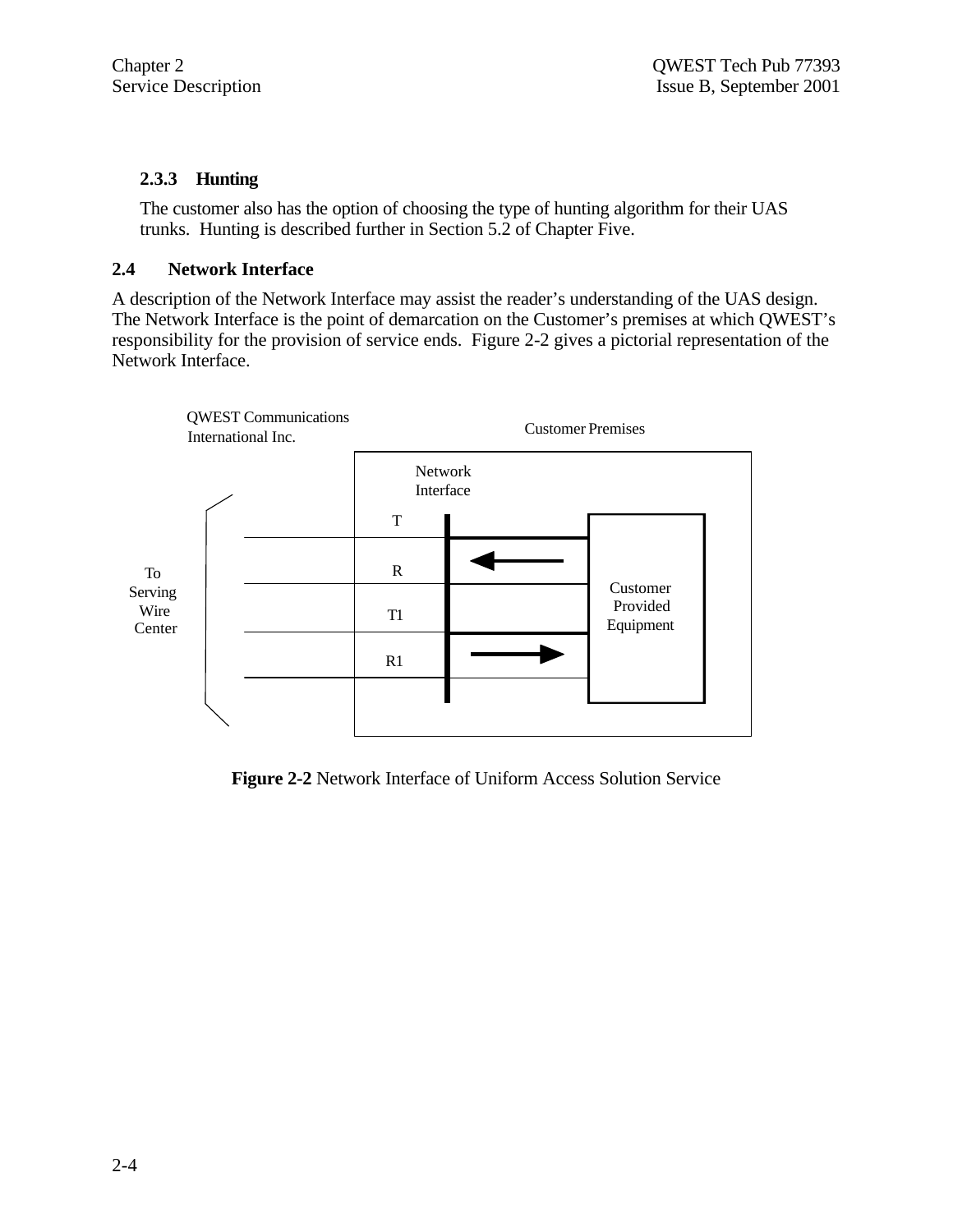### 2.3.3 Hunting

The customer also has the option of choosing the type of hunting algorithm for their UAS trunks. Hunting is described further in Section 5.2 of Chapter Five.

## 2.4 Network Interface

A description of the Network Interface may assist the reader's understanding of the UAS design. The Network Interface is the point of demarcation on the Customer's premises at which QWEST's responsibility for the provision of service ends. Figure 2-2 gives a pictorial representation of the Network Interface.

QWEST Communications International Inc.

Customer Premises

Network Interface

T

R

T1

R1

To Serving Wire Center

Customer Provided Equipment

**Figure 2-2** Network Interface of Uniform Access Solution Service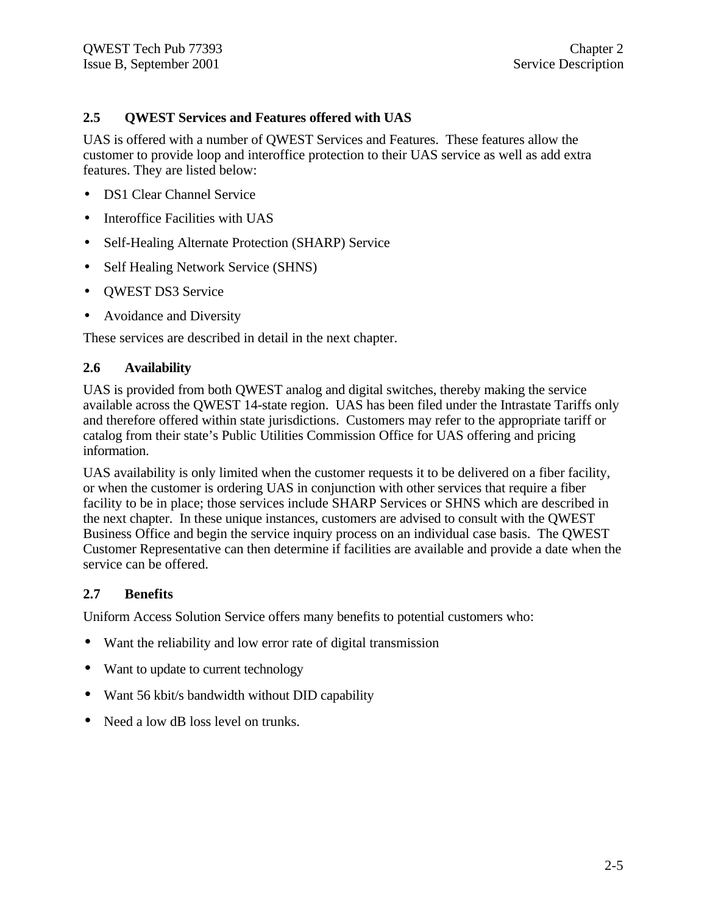## 2.5 QWEST Services and Features offered with UAS

UAS is offered with a number of QWEST Services and Features. These features allow the customer to provide loop and interoffice protection to their UAS service as well as add extra features. They are listed below:

- DS1 Clear Channel Service
- Interoffice Facilities with UAS
- Self-Healing Alternate Protection (SHARP) Service
- Self Healing Network Service (SHNS)
- QWEST DS3 Service
- Avoidance and Diversity

These services are described in detail in the next chapter.

## 2.6 Availability

UAS is provided from both QWEST analog and digital switches, thereby making the service available across the QWEST 14-state region. UAS has been filed under the Intrastate Tariffs only and therefore offered within state jurisdictions. Customers may refer to the appropriate tariff or catalog from their state's Public Utilities Commission Office for UAS offering and pricing information.

UAS availability is only limited when the customer requests it to be delivered on a fiber facility, or when the customer is ordering UAS in conjunction with other services that require a fiber facility to be in place; those services include SHARP Services or SHNS which are described in the next chapter. In these unique instances, customers are advised to consult with the QWEST Business Office and begin the service inquiry process on an individual case basis. The QWEST Customer Representative can then determine if facilities are available and provide a date when the service can be offered.

## 2.7 Benefits

Uniform Access Solution Service offers many benefits to potential customers who:

- Want the reliability and low error rate of digital transmission
- Want to update to current technology
- Want 56 kbit/s bandwidth without DID capability
- Need a low dB loss level on trunks.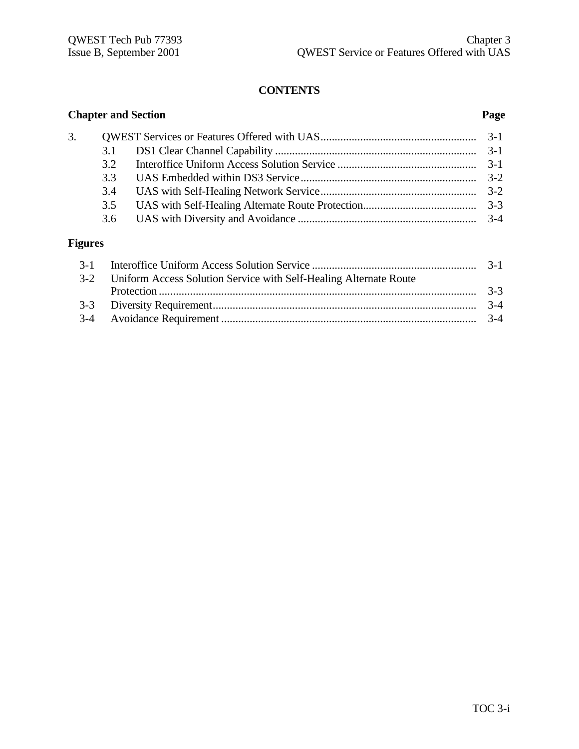## CONTENTS

| Chapter and Section | | Page |
|---|---|---|
| 3. | QWEST Services or Features Offered with UAS | 3-1 |
| 3.1 | DS1 Clear Channel Capability | 3-1 |
| 3.2 | Interoffice Uniform Access Solution Service | 3-1 |
| 3.3 | UAS Embedded within DS3 Service | 3-2 |
| 3.4 | UAS with Self-Healing Network Service | 3-2 |
| 3.5 | UAS with Self-Healing Alternate Route Protection | 3-3 |
| 3.6 | UAS with Diversity and Avoidance | 3-4 |

### Figures

| | | |
|---|---|---|
| 3-1 | Interoffice Uniform Access Solution Service | 3-1 |
| 3-2 | Uniform Access Solution Service with Self-Healing Alternate Route Protection | 3-3 |
| 3-3 | Diversity Requirement | 3-4 |
| 3-4 | Avoidance Requirement | 3-4 |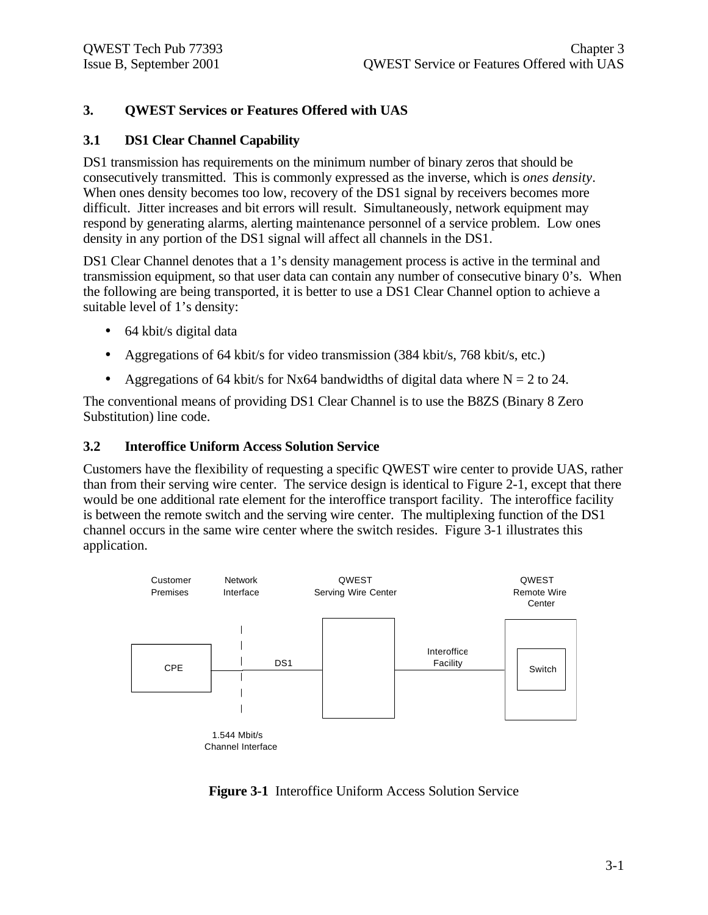## 3. QWEST Services or Features Offered with UAS

### 3.1 DS1 Clear Channel Capability

DS1 transmission has requirements on the minimum number of binary zeros that should be consecutively transmitted. This is commonly expressed as the inverse, which is *ones density*. When ones density becomes too low, recovery of the DS1 signal by receivers becomes more difficult. Jitter increases and bit errors will result. Simultaneously, network equipment may respond by generating alarms, alerting maintenance personnel of a service problem. Low ones density in any portion of the DS1 signal will affect all channels in the DS1.

DS1 Clear Channel denotes that a 1's density management process is active in the terminal and transmission equipment, so that user data can contain any number of consecutive binary 0's. When the following are being transported, it is better to use a DS1 Clear Channel option to achieve a suitable level of 1's density:

- 64 kbit/s digital data
- Aggregations of 64 kbit/s for video transmission (384 kbit/s, 768 kbit/s, etc.)
- Aggregations of 64 kbit/s for Nx64 bandwidths of digital data where N = 2 to 24.

The conventional means of providing DS1 Clear Channel is to use the B8ZS (Binary 8 Zero Substitution) line code.

### 3.2 Interoffice Uniform Access Solution Service

Customers have the flexibility of requesting a specific QWEST wire center to provide UAS, rather than from their serving wire center. The service design is identical to Figure 2-1, except that there would be one additional rate element for the interoffice transport facility. The interoffice facility is between the remote switch and the serving wire center. The multiplexing function of the DS1 channel occurs in the same wire center where the switch resides. Figure 3-1 illustrates this application.

Customer Premises | Network Interface | QWEST Serving Wire Center | QWEST Remote Wire Center

CPE — DS1 — [Serving Wire Center] — Interoffice Facility — Switch

1.544 Mbit/s Channel Interface

**Figure 3-1** Interoffice Uniform Access Solution Service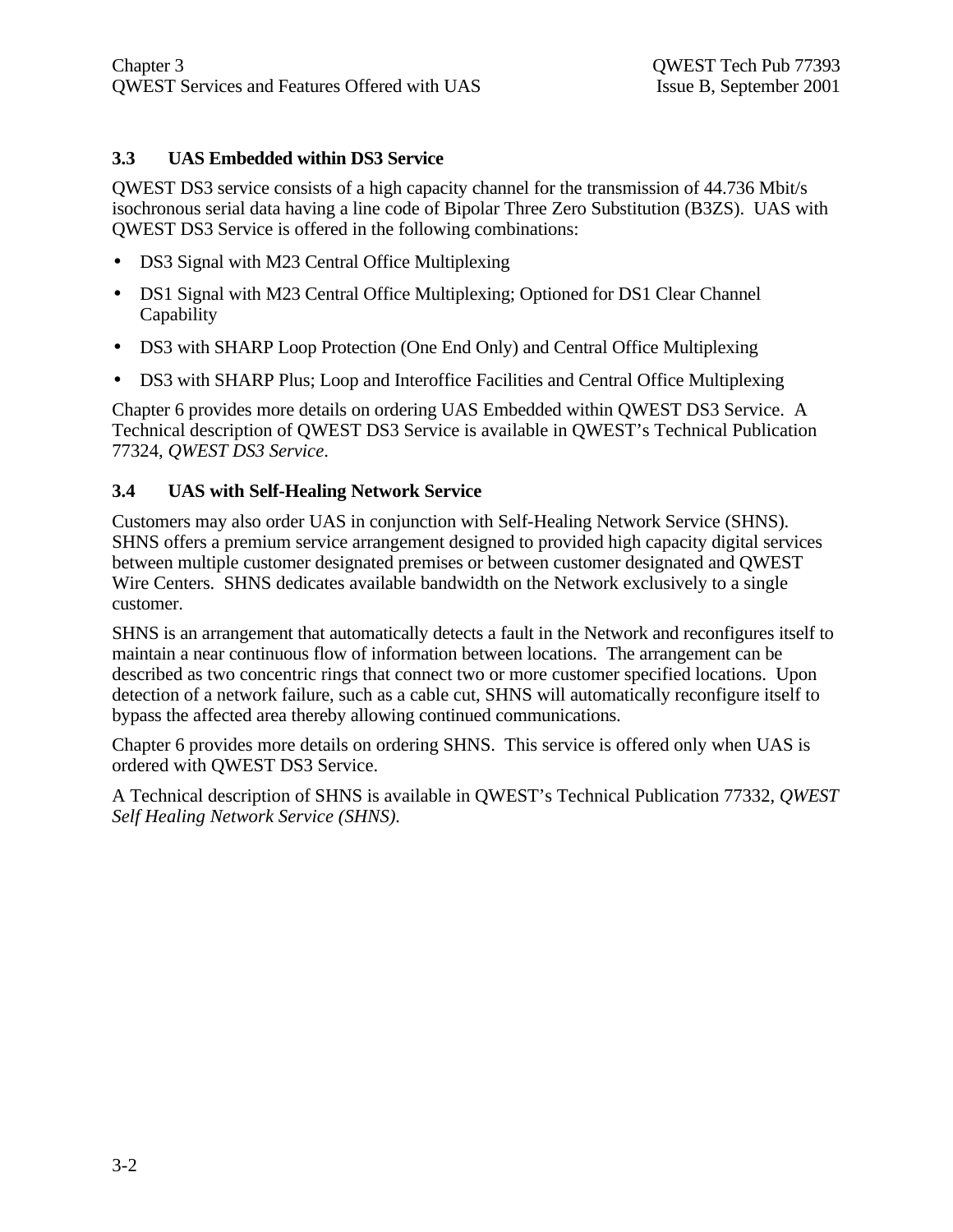## 3.3 UAS Embedded within DS3 Service

QWEST DS3 service consists of a high capacity channel for the transmission of 44.736 Mbit/s isochronous serial data having a line code of Bipolar Three Zero Substitution (B3ZS). UAS with QWEST DS3 Service is offered in the following combinations:

- DS3 Signal with M23 Central Office Multiplexing
- DS1 Signal with M23 Central Office Multiplexing; Optioned for DS1 Clear Channel Capability
- DS3 with SHARP Loop Protection (One End Only) and Central Office Multiplexing
- DS3 with SHARP Plus; Loop and Interoffice Facilities and Central Office Multiplexing

Chapter 6 provides more details on ordering UAS Embedded within QWEST DS3 Service. A Technical description of QWEST DS3 Service is available in QWEST's Technical Publication 77324, *QWEST DS3 Service*.

## 3.4 UAS with Self-Healing Network Service

Customers may also order UAS in conjunction with Self-Healing Network Service (SHNS). SHNS offers a premium service arrangement designed to provided high capacity digital services between multiple customer designated premises or between customer designated and QWEST Wire Centers. SHNS dedicates available bandwidth on the Network exclusively to a single customer.

SHNS is an arrangement that automatically detects a fault in the Network and reconfigures itself to maintain a near continuous flow of information between locations. The arrangement can be described as two concentric rings that connect two or more customer specified locations. Upon detection of a network failure, such as a cable cut, SHNS will automatically reconfigure itself to bypass the affected area thereby allowing continued communications.

Chapter 6 provides more details on ordering SHNS. This service is offered only when UAS is ordered with QWEST DS3 Service.

A Technical description of SHNS is available in QWEST's Technical Publication 77332, *QWEST Self Healing Network Service (SHNS).*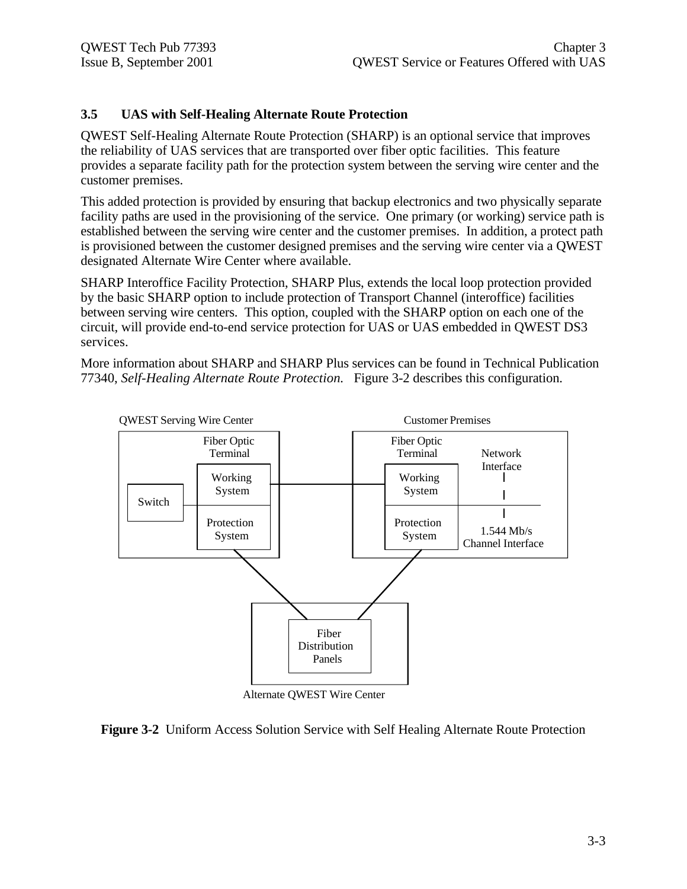### 3.5 UAS with Self-Healing Alternate Route Protection

QWEST Self-Healing Alternate Route Protection (SHARP) is an optional service that improves the reliability of UAS services that are transported over fiber optic facilities. This feature provides a separate facility path for the protection system between the serving wire center and the customer premises.

This added protection is provided by ensuring that backup electronics and two physically separate facility paths are used in the provisioning of the service. One primary (or working) service path is established between the serving wire center and the customer premises. In addition, a protect path is provisioned between the customer designed premises and the serving wire center via a QWEST designated Alternate Wire Center where available.

SHARP Interoffice Facility Protection, SHARP Plus, extends the local loop protection provided by the basic SHARP option to include protection of Transport Channel (interoffice) facilities between serving wire centers. This option, coupled with the SHARP option on each one of the circuit, will provide end-to-end service protection for UAS or UAS embedded in QWEST DS3 services.

More information about SHARP and SHARP Plus services can be found in Technical Publication 77340, *Self-Healing Alternate Route Protection.* Figure 3-2 describes this configuration.

QWEST Serving Wire Center — Switch; Fiber Optic Terminal (Working System, Protection System)

Customer Premises — Fiber Optic Terminal (Working System, Protection System); Network Interface; 1.544 Mb/s Channel Interface

Alternate QWEST Wire Center — Fiber Distribution Panels

**Figure 3-2** Uniform Access Solution Service with Self Healing Alternate Route Protection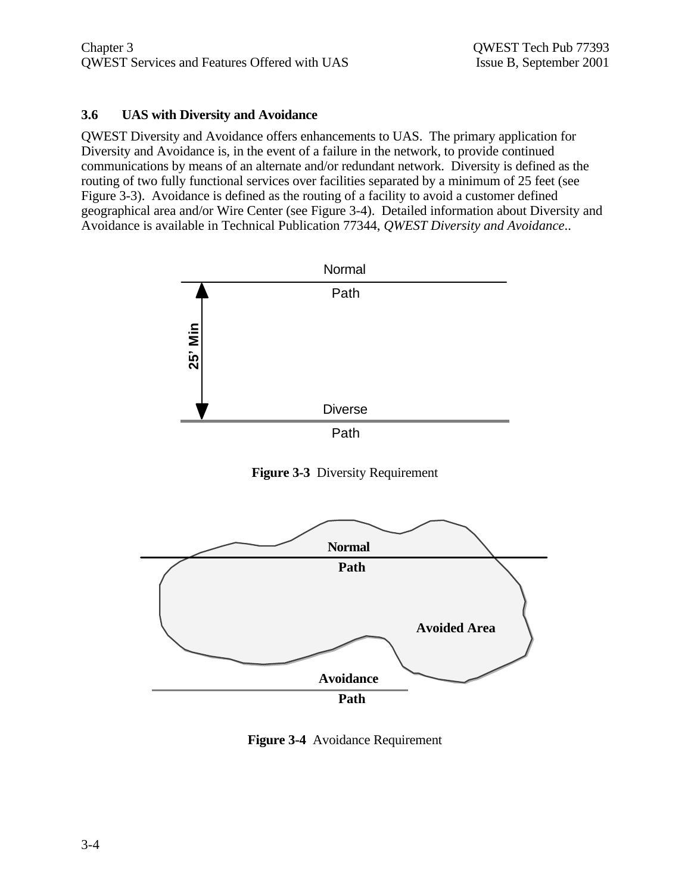### 3.6 UAS with Diversity and Avoidance

QWEST Diversity and Avoidance offers enhancements to UAS. The primary application for Diversity and Avoidance is, in the event of a failure in the network, to provide continued communications by means of an alternate and/or redundant network. Diversity is defined as the routing of two fully functional services over facilities separated by a minimum of 25 feet (see Figure 3-3). Avoidance is defined as the routing of a facility to avoid a customer defined geographical area and/or Wire Center (see Figure 3-4). Detailed information about Diversity and Avoidance is available in Technical Publication 77344, *QWEST Diversity and Avoidance*..

Normal Path

25' Min

Diverse Path

**Figure 3-3** Diversity Requirement

**Normal Path**

**Avoided Area**

**Avoidance Path**

**Figure 3-4** Avoidance Requirement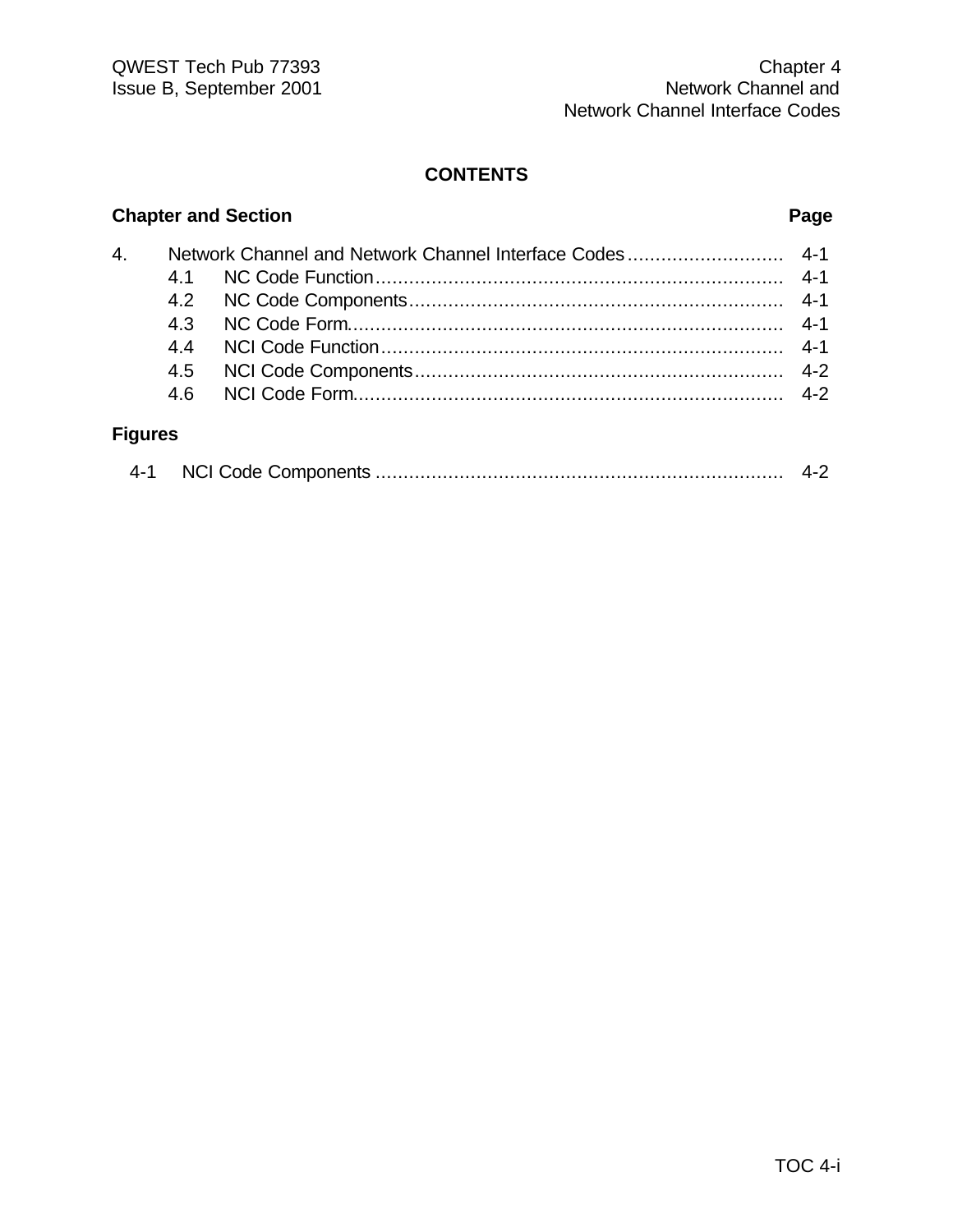# CONTENTS

| Chapter and Section | | Page |
|---|---|---|
| 4. | Network Channel and Network Channel Interface Codes | 4-1 |
| 4.1 | NC Code Function | 4-1 |
| 4.2 | NC Code Components | 4-1 |
| 4.3 | NC Code Form | 4-1 |
| 4.4 | NCI Code Function | 4-1 |
| 4.5 | NCI Code Components | 4-2 |
| 4.6 | NCI Code Form | 4-2 |

## Figures

| | | |
|---|---|---|
| 4-1 | NCI Code Components | 4-2 |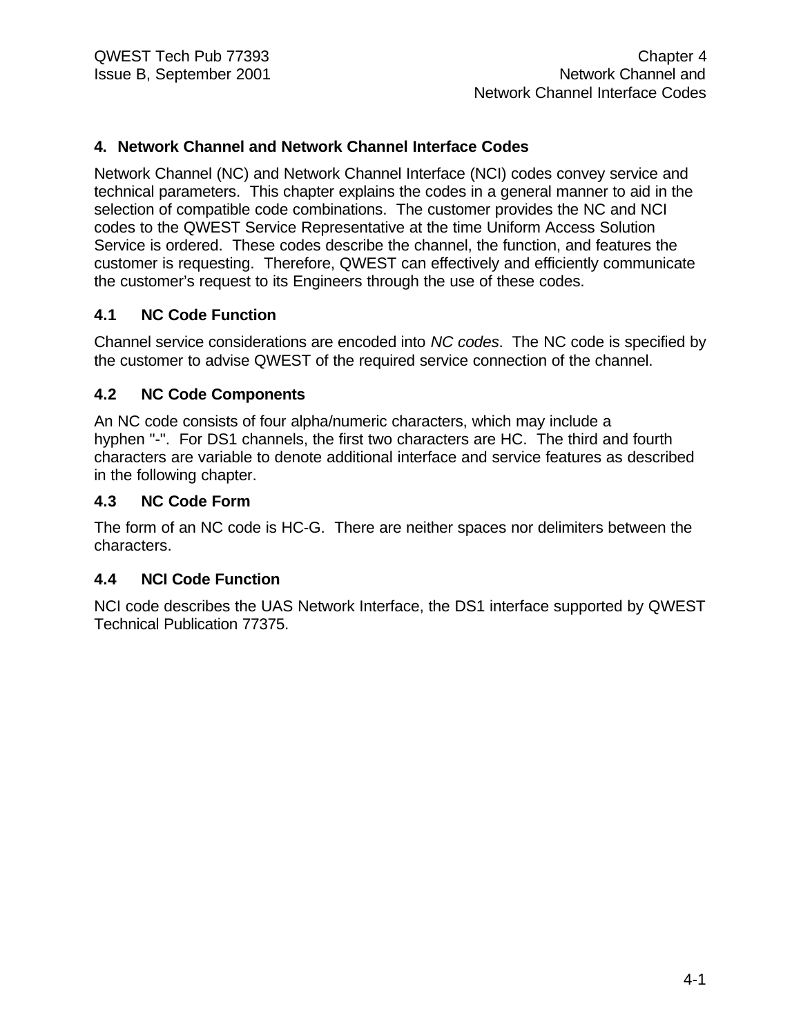# 4. Network Channel and Network Channel Interface Codes

Network Channel (NC) and Network Channel Interface (NCI) codes convey service and technical parameters. This chapter explains the codes in a general manner to aid in the selection of compatible code combinations. The customer provides the NC and NCI codes to the QWEST Service Representative at the time Uniform Access Solution Service is ordered. These codes describe the channel, the function, and features the customer is requesting. Therefore, QWEST can effectively and efficiently communicate the customer's request to its Engineers through the use of these codes.

## 4.1 NC Code Function

Channel service considerations are encoded into *NC codes*. The NC code is specified by the customer to advise QWEST of the required service connection of the channel.

## 4.2 NC Code Components

An NC code consists of four alpha/numeric characters, which may include a hyphen "-". For DS1 channels, the first two characters are HC. The third and fourth characters are variable to denote additional interface and service features as described in the following chapter.

## 4.3 NC Code Form

The form of an NC code is HC-G. There are neither spaces nor delimiters between the characters.

## 4.4 NCI Code Function

NCI code describes the UAS Network Interface, the DS1 interface supported by QWEST Technical Publication 77375.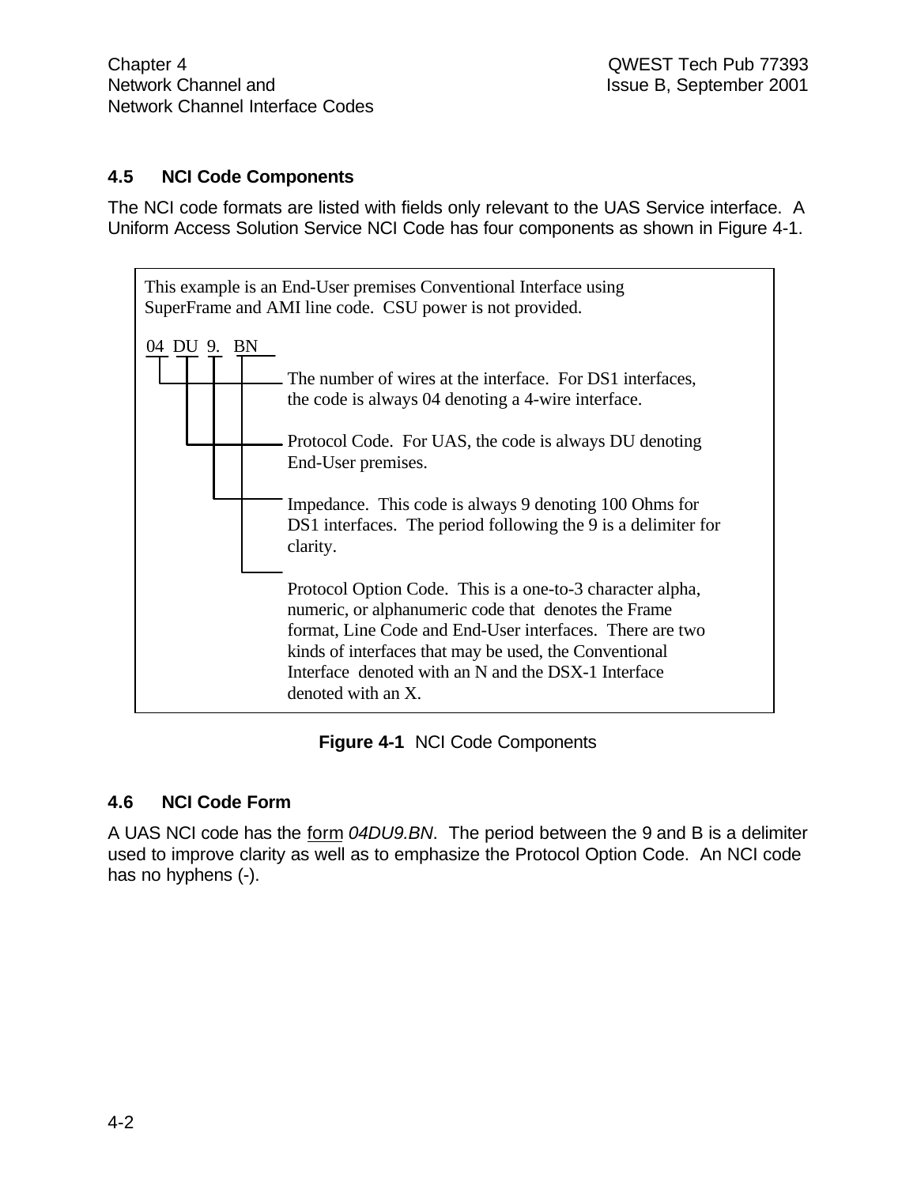## 4.5 NCI Code Components

The NCI code formats are listed with fields only relevant to the UAS Service interface. A Uniform Access Solution Service NCI Code has four components as shown in Figure 4-1.

This example is an End-User premises Conventional Interface using SuperFrame and AMI line code. CSU power is not provided.

04 DU 9. BN

- **04** — The number of wires at the interface. For DS1 interfaces, the code is always 04 denoting a 4-wire interface.
- **DU** — Protocol Code. For UAS, the code is always DU denoting End-User premises.
- **9.** — Impedance. This code is always 9 denoting 100 Ohms for DS1 interfaces. The period following the 9 is a delimiter for clarity.
- **BN** — Protocol Option Code. This is a one-to-3 character alpha, numeric, or alphanumeric code that denotes the Frame format, Line Code and End-User interfaces. There are two kinds of interfaces that may be used, the Conventional Interface denoted with an N and the DSX-1 Interface denoted with an X.

**Figure 4-1** NCI Code Components

## 4.6 NCI Code Form

A UAS NCI code has the form *04DU9.BN*. The period between the 9 and B is a delimiter used to improve clarity as well as to emphasize the Protocol Option Code. An NCI code has no hyphens (-).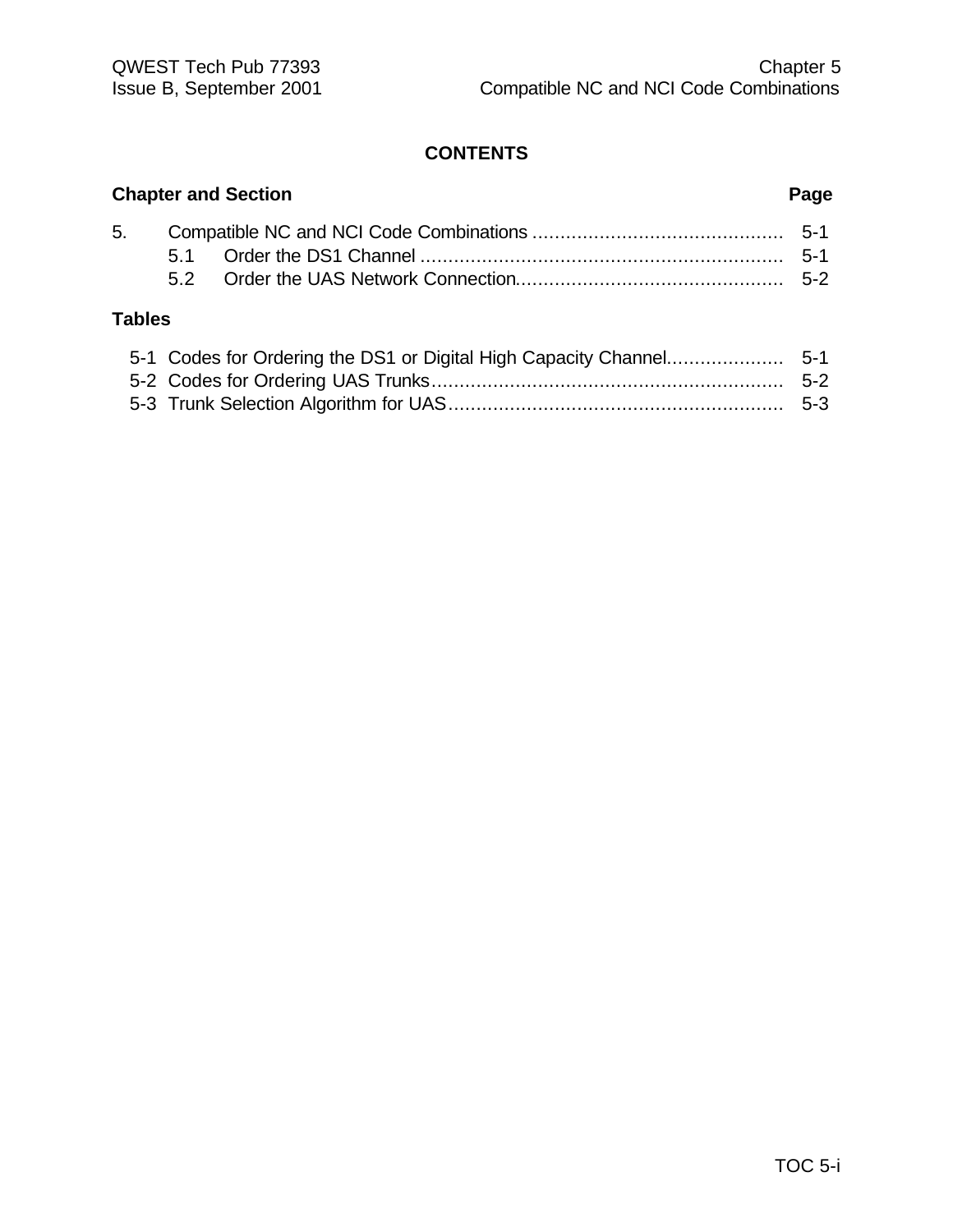## CONTENTS

| Chapter and Section | | Page |
|---|---|---|
| 5. | Compatible NC and NCI Code Combinations | 5-1 |
| 5.1 | Order the DS1 Channel | 5-1 |
| 5.2 | Order the UAS Network Connection | 5-2 |

**Tables**

| | | |
|---|---|---|
| 5-1 | Codes for Ordering the DS1 or Digital High Capacity Channel | 5-1 |
| 5-2 | Codes for Ordering UAS Trunks | 5-2 |
| 5-3 | Trunk Selection Algorithm for UAS | 5-3 |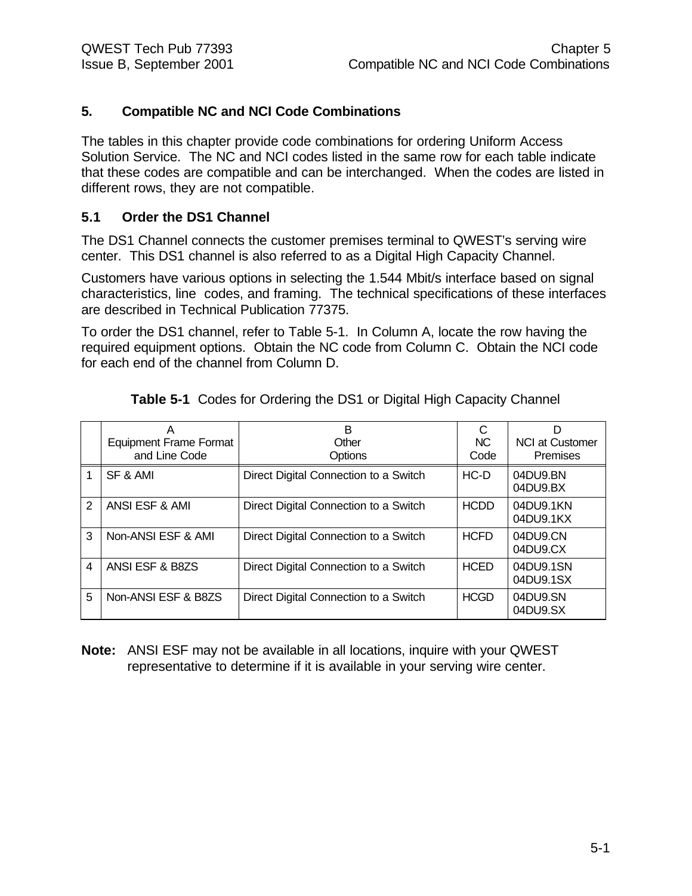## 5. Compatible NC and NCI Code Combinations

The tables in this chapter provide code combinations for ordering Uniform Access Solution Service. The NC and NCI codes listed in the same row for each table indicate that these codes are compatible and can be interchanged. When the codes are listed in different rows, they are not compatible.

### 5.1 Order the DS1 Channel

The DS1 Channel connects the customer premises terminal to QWEST's serving wire center. This DS1 channel is also referred to as a Digital High Capacity Channel.

Customers have various options in selecting the 1.544 Mbit/s interface based on signal characteristics, line codes, and framing. The technical specifications of these interfaces are described in Technical Publication 77375.

To order the DS1 channel, refer to Table 5-1. In Column A, locate the row having the required equipment options. Obtain the NC code from Column C. Obtain the NCI code for each end of the channel from Column D.

**Table 5-1** Codes for Ordering the DS1 or Digital High Capacity Channel

| | A<br>Equipment Frame Format and Line Code | B<br>Other Options | C<br>NC Code | D<br>NCI at Customer Premises |
|---|---|---|---|---|
| 1 | SF & AMI | Direct Digital Connection to a Switch | HC-D | 04DU9.BN<br>04DU9.BX |
| 2 | ANSI ESF & AMI | Direct Digital Connection to a Switch | HCDD | 04DU9.1KN<br>04DU9.1KX |
| 3 | Non-ANSI ESF & AMI | Direct Digital Connection to a Switch | HCFD | 04DU9.CN<br>04DU9.CX |
| 4 | ANSI ESF & B8ZS | Direct Digital Connection to a Switch | HCED | 04DU9.1SN<br>04DU9.1SX |
| 5 | Non-ANSI ESF & B8ZS | Direct Digital Connection to a Switch | HCGD | 04DU9.SN<br>04DU9.SX |

**Note:** ANSI ESF may not be available in all locations, inquire with your QWEST representative to determine if it is available in your serving wire center.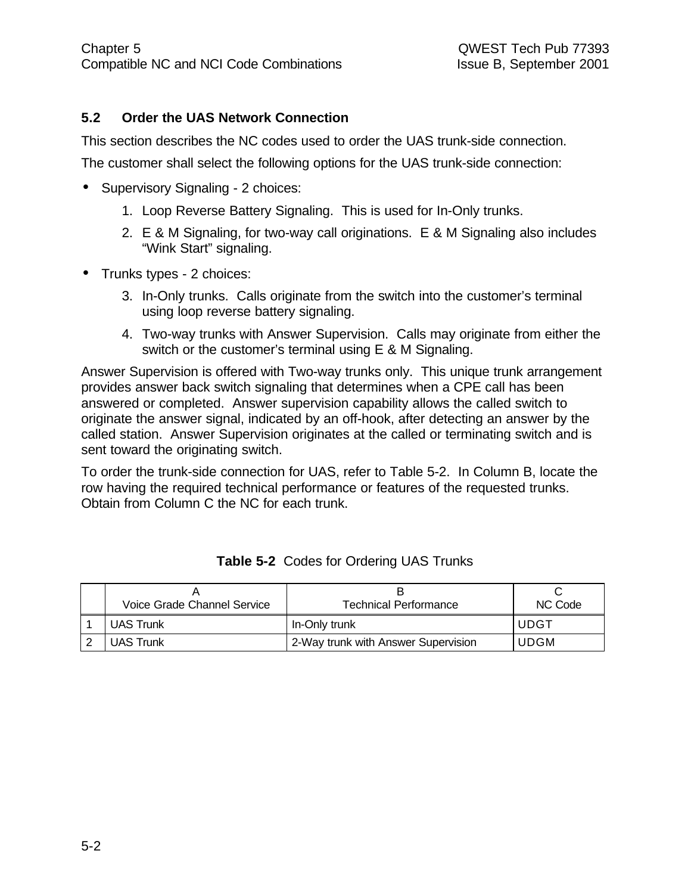## 5.2 Order the UAS Network Connection

This section describes the NC codes used to order the UAS trunk-side connection.

The customer shall select the following options for the UAS trunk-side connection:

- Supervisory Signaling - 2 choices:
  1. Loop Reverse Battery Signaling. This is used for In-Only trunks.
  2. E & M Signaling, for two-way call originations. E & M Signaling also includes "Wink Start" signaling.
- Trunks types - 2 choices:
  3. In-Only trunks. Calls originate from the switch into the customer's terminal using loop reverse battery signaling.
  4. Two-way trunks with Answer Supervision. Calls may originate from either the switch or the customer's terminal using E & M Signaling.

Answer Supervision is offered with Two-way trunks only. This unique trunk arrangement provides answer back switch signaling that determines when a CPE call has been answered or completed. Answer supervision capability allows the called switch to originate the answer signal, indicated by an off-hook, after detecting an answer by the called station. Answer Supervision originates at the called or terminating switch and is sent toward the originating switch.

To order the trunk-side connection for UAS, refer to Table 5-2. In Column B, locate the row having the required technical performance or features of the requested trunks. Obtain from Column C the NC for each trunk.

**Table 5-2** Codes for Ordering UAS Trunks

| | A<br>Voice Grade Channel Service | B<br>Technical Performance | C<br>NC Code |
|---|---|---|---|
| 1 | UAS Trunk | In-Only trunk | UDGT |
| 2 | UAS Trunk | 2-Way trunk with Answer Supervision | UDGM |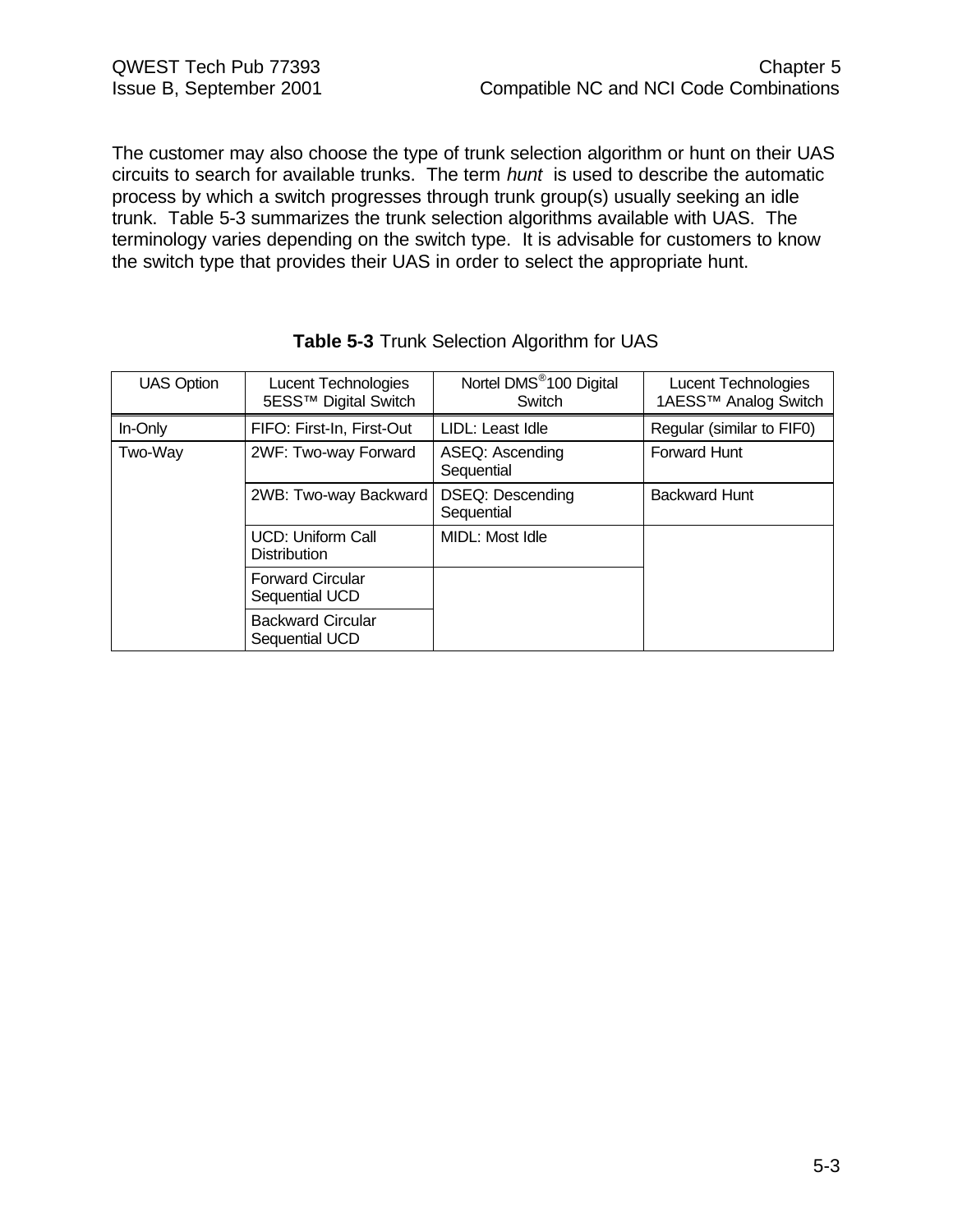The customer may also choose the type of trunk selection algorithm or hunt on their UAS circuits to search for available trunks. The term *hunt* is used to describe the automatic process by which a switch progresses through trunk group(s) usually seeking an idle trunk. Table 5-3 summarizes the trunk selection algorithms available with UAS. The terminology varies depending on the switch type. It is advisable for customers to know the switch type that provides their UAS in order to select the appropriate hunt.

**Table 5-3** Trunk Selection Algorithm for UAS

| UAS Option | Lucent Technologies 5ESS™ Digital Switch | Nortel DMS®100 Digital Switch | Lucent Technologies 1AESS™ Analog Switch |
|---|---|---|---|
| In-Only | FIFO: First-In, First-Out | LIDL: Least Idle | Regular (similar to FIF0) |
| Two-Way | 2WF: Two-way Forward | ASEQ: Ascending Sequential | Forward Hunt |
| | 2WB: Two-way Backward | DSEQ: Descending Sequential | Backward Hunt |
| | UCD: Uniform Call Distribution | MIDL: Most Idle | |
| | Forward Circular Sequential UCD | | |
| | Backward Circular Sequential UCD | | |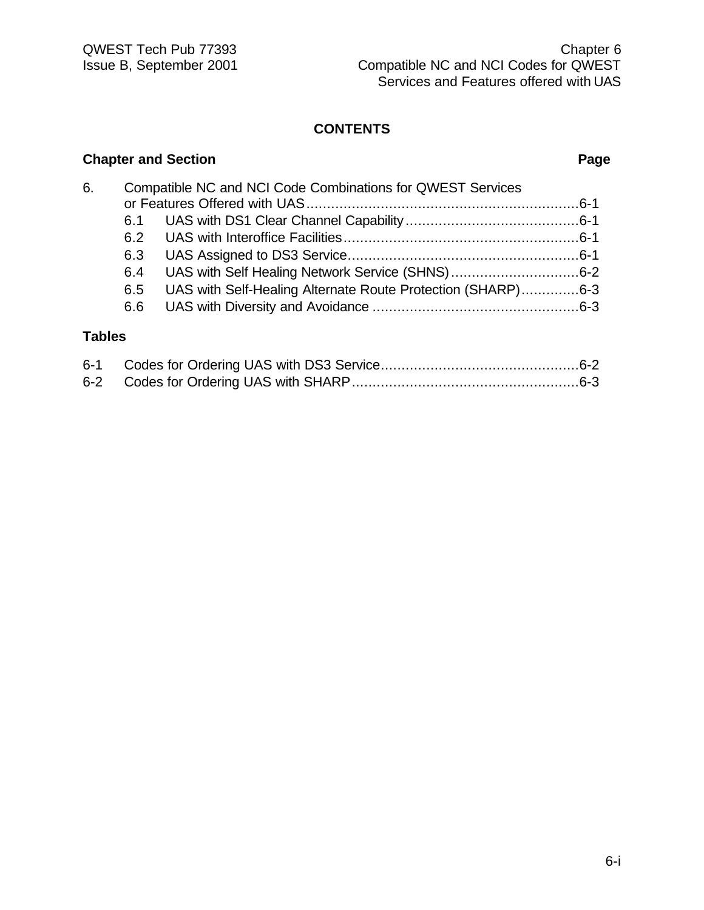**CONTENTS**

**Chapter and Section** **Page**

6. Compatible NC and NCI Code Combinations for QWEST Services or Features Offered with UAS....6-1
   - 6.1 UAS with DS1 Clear Channel Capability....6-1
   - 6.2 UAS with Interoffice Facilities....6-1
   - 6.3 UAS Assigned to DS3 Service....6-1
   - 6.4 UAS with Self Healing Network Service (SHNS)....6-2
   - 6.5 UAS with Self-Healing Alternate Route Protection (SHARP)....6-3
   - 6.6 UAS with Diversity and Avoidance....6-3

**Tables**

- 6-1 Codes for Ordering UAS with DS3 Service....6-2
- 6-2 Codes for Ordering UAS with SHARP....6-3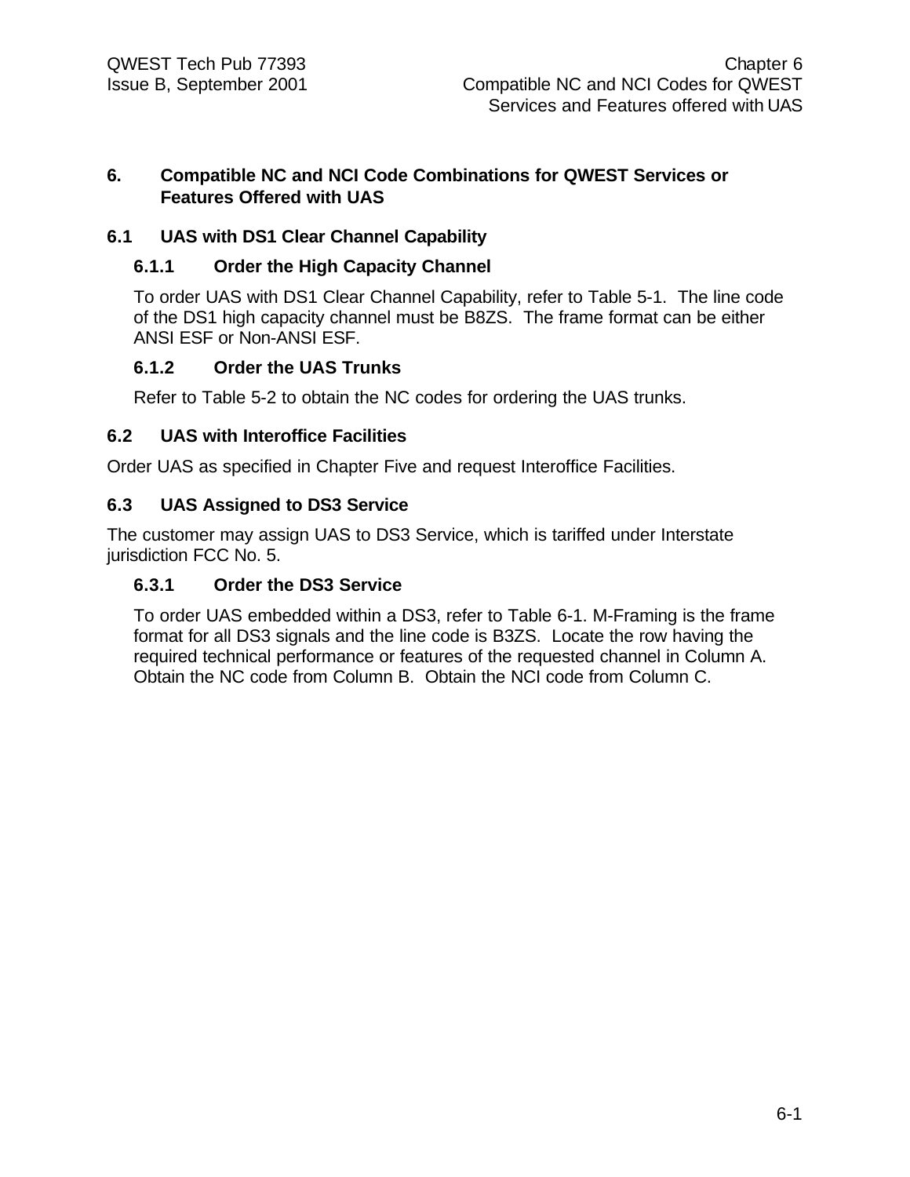# 6. Compatible NC and NCI Code Combinations for QWEST Services or Features Offered with UAS

## 6.1 UAS with DS1 Clear Channel Capability

### 6.1.1 Order the High Capacity Channel

To order UAS with DS1 Clear Channel Capability, refer to Table 5-1. The line code of the DS1 high capacity channel must be B8ZS. The frame format can be either ANSI ESF or Non-ANSI ESF.

### 6.1.2 Order the UAS Trunks

Refer to Table 5-2 to obtain the NC codes for ordering the UAS trunks.

## 6.2 UAS with Interoffice Facilities

Order UAS as specified in Chapter Five and request Interoffice Facilities.

## 6.3 UAS Assigned to DS3 Service

The customer may assign UAS to DS3 Service, which is tariffed under Interstate jurisdiction FCC No. 5.

### 6.3.1 Order the DS3 Service

To order UAS embedded within a DS3, refer to Table 6-1. M-Framing is the frame format for all DS3 signals and the line code is B3ZS. Locate the row having the required technical performance or features of the requested channel in Column A. Obtain the NC code from Column B. Obtain the NCI code from Column C.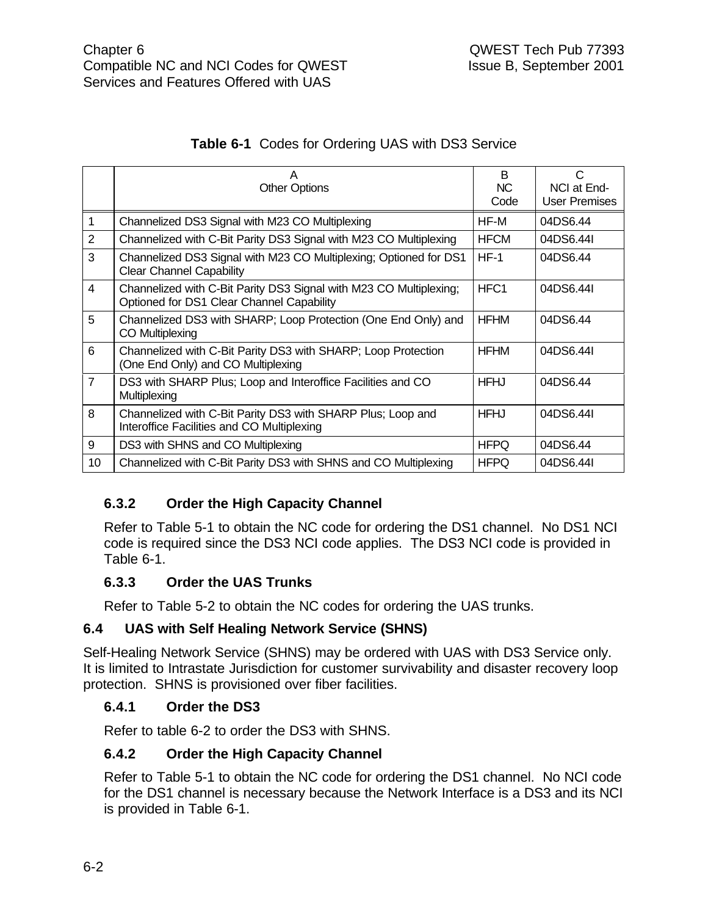**Table 6-1** Codes for Ordering UAS with DS3 Service

| | A<br>Other Options | B<br>NC Code | C<br>NCI at End-User Premises |
|---|---|---|---|
| 1 | Channelized DS3 Signal with M23 CO Multiplexing | HF-M | 04DS6.44 |
| 2 | Channelized with C-Bit Parity DS3 Signal with M23 CO Multiplexing | HFCM | 04DS6.44I |
| 3 | Channelized DS3 Signal with M23 CO Multiplexing; Optioned for DS1 Clear Channel Capability | HF-1 | 04DS6.44 |
| 4 | Channelized with C-Bit Parity DS3 Signal with M23 CO Multiplexing; Optioned for DS1 Clear Channel Capability | HFC1 | 04DS6.44I |
| 5 | Channelized DS3 with SHARP; Loop Protection (One End Only) and CO Multiplexing | HFHM | 04DS6.44 |
| 6 | Channelized with C-Bit Parity DS3 with SHARP; Loop Protection (One End Only) and CO Multiplexing | HFHM | 04DS6.44I |
| 7 | DS3 with SHARP Plus; Loop and Interoffice Facilities and CO Multiplexing | HFHJ | 04DS6.44 |
| 8 | Channelized with C-Bit Parity DS3 with SHARP Plus; Loop and Interoffice Facilities and CO Multiplexing | HFHJ | 04DS6.44I |
| 9 | DS3 with SHNS and CO Multiplexing | HFPQ | 04DS6.44 |
| 10 | Channelized with C-Bit Parity DS3 with SHNS and CO Multiplexing | HFPQ | 04DS6.44I |

### 6.3.2 Order the High Capacity Channel

Refer to Table 5-1 to obtain the NC code for ordering the DS1 channel. No DS1 NCI code is required since the DS3 NCI code applies. The DS3 NCI code is provided in Table 6-1.

### 6.3.3 Order the UAS Trunks

Refer to Table 5-2 to obtain the NC codes for ordering the UAS trunks.

## 6.4 UAS with Self Healing Network Service (SHNS)

Self-Healing Network Service (SHNS) may be ordered with UAS with DS3 Service only. It is limited to Intrastate Jurisdiction for customer survivability and disaster recovery loop protection. SHNS is provisioned over fiber facilities.

### 6.4.1 Order the DS3

Refer to table 6-2 to order the DS3 with SHNS.

### 6.4.2 Order the High Capacity Channel

Refer to Table 5-1 to obtain the NC code for ordering the DS1 channel. No NCI code for the DS1 channel is necessary because the Network Interface is a DS3 and its NCI is provided in Table 6-1.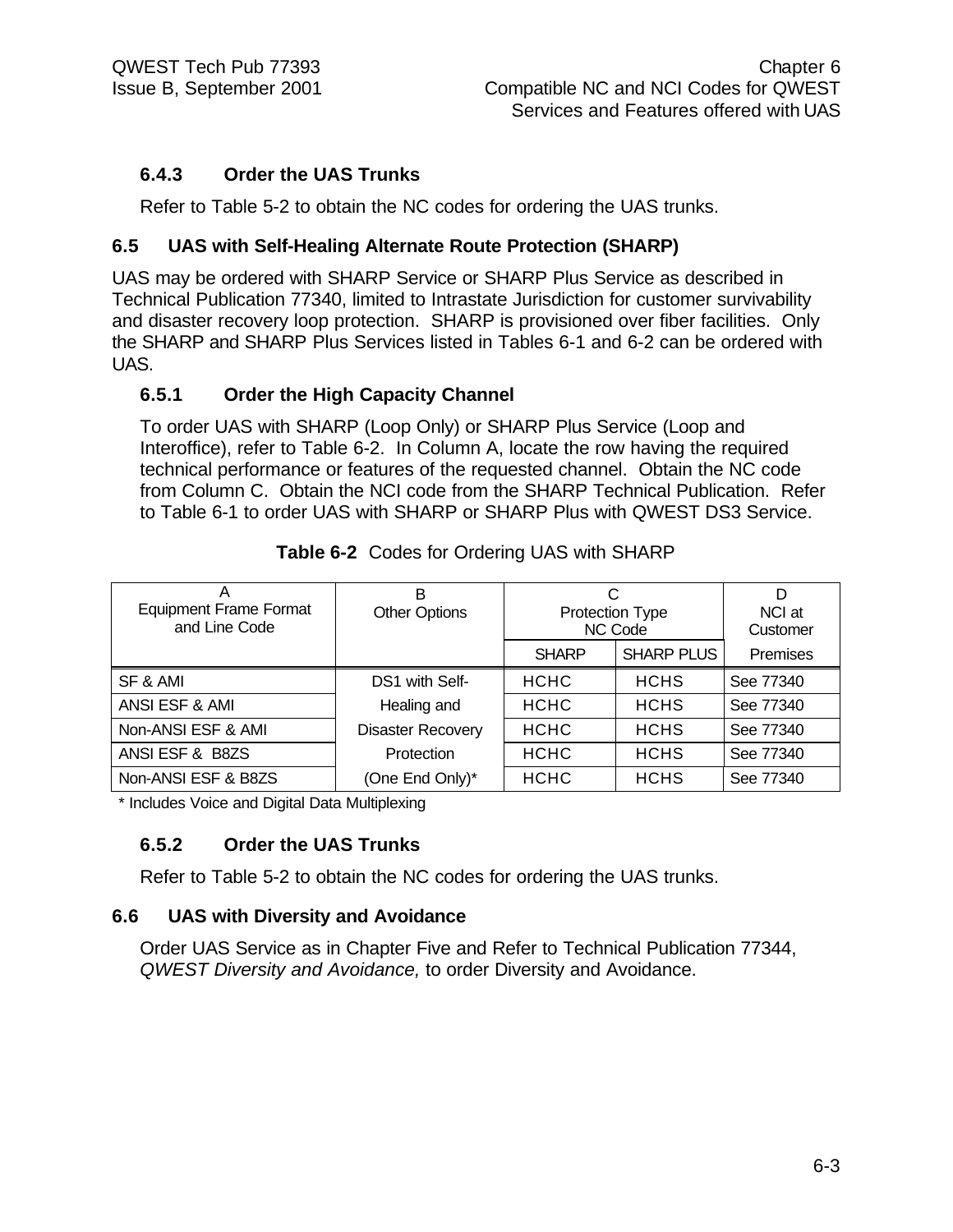### 6.4.3 Order the UAS Trunks

Refer to Table 5-2 to obtain the NC codes for ordering the UAS trunks.

## 6.5 UAS with Self-Healing Alternate Route Protection (SHARP)

UAS may be ordered with SHARP Service or SHARP Plus Service as described in Technical Publication 77340, limited to Intrastate Jurisdiction for customer survivability and disaster recovery loop protection. SHARP is provisioned over fiber facilities. Only the SHARP and SHARP Plus Services listed in Tables 6-1 and 6-2 can be ordered with UAS.

### 6.5.1 Order the High Capacity Channel

To order UAS with SHARP (Loop Only) or SHARP Plus Service (Loop and Interoffice), refer to Table 6-2. In Column A, locate the row having the required technical performance or features of the requested channel. Obtain the NC code from Column C. Obtain the NCI code from the SHARP Technical Publication. Refer to Table 6-1 to order UAS with SHARP or SHARP Plus with QWEST DS3 Service.

**Table 6-2** Codes for Ordering UAS with SHARP

| A Equipment Frame Format and Line Code | B Other Options | C Protection Type NC Code | | D NCI at Customer |
|---|---|---|---|---|
| | | SHARP | SHARP PLUS | Premises |
| SF & AMI | DS1 with Self- | HCHC | HCHS | See 77340 |
| ANSI ESF & AMI | Healing and | HCHC | HCHS | See 77340 |
| Non-ANSI ESF & AMI | Disaster Recovery | HCHC | HCHS | See 77340 |
| ANSI ESF & B8ZS | Protection | HCHC | HCHS | See 77340 |
| Non-ANSI ESF & B8ZS | (One End Only)* | HCHC | HCHS | See 77340 |

* Includes Voice and Digital Data Multiplexing

### 6.5.2 Order the UAS Trunks

Refer to Table 5-2 to obtain the NC codes for ordering the UAS trunks.

## 6.6 UAS with Diversity and Avoidance

Order UAS Service as in Chapter Five and Refer to Technical Publication 77344, *QWEST Diversity and Avoidance,* to order Diversity and Avoidance.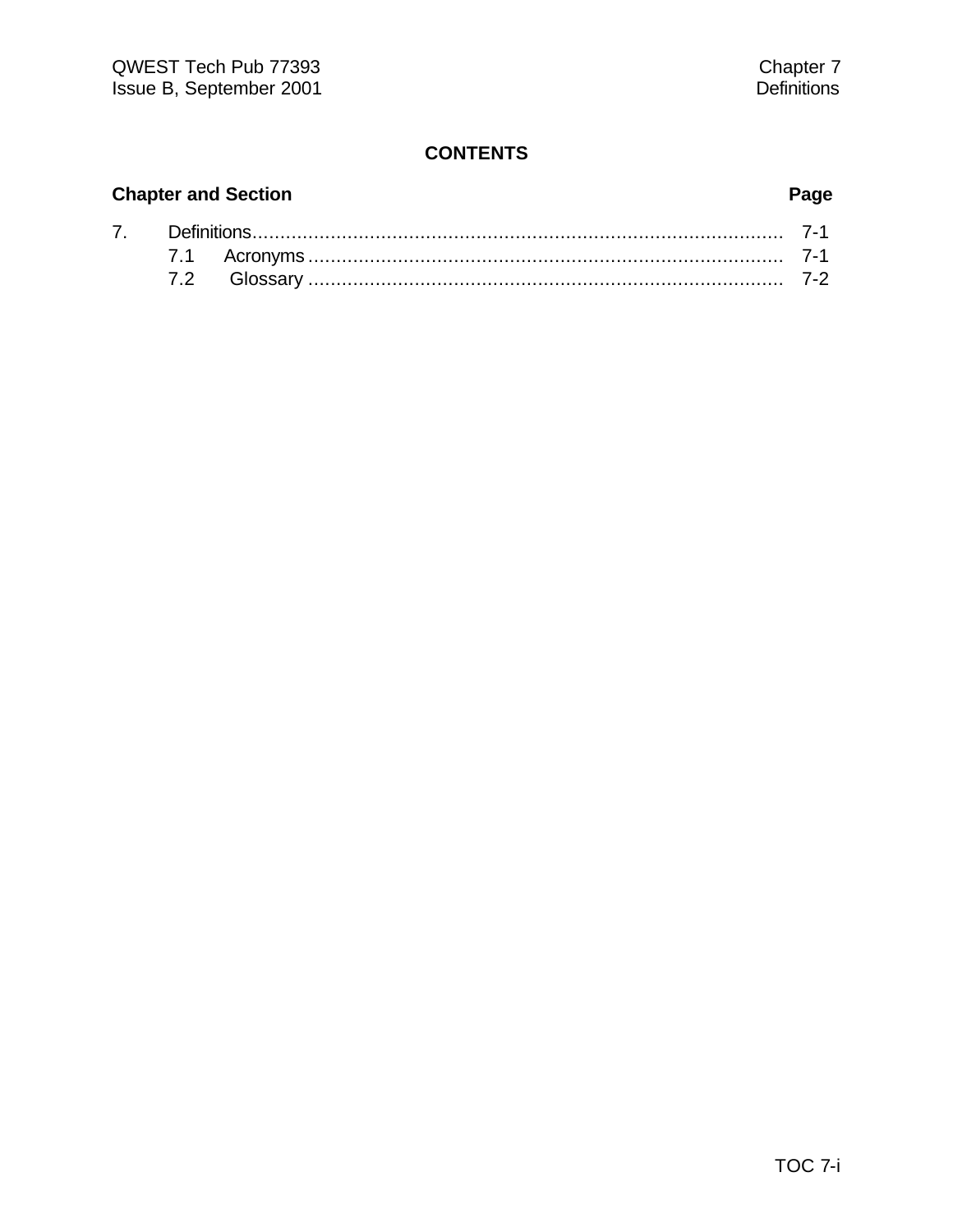# CONTENTS

| Chapter and Section | Page |
|---|---|
| 7. Definitions | 7-1 |
| 7.1 Acronyms | 7-1 |
| 7.2 Glossary | 7-2 |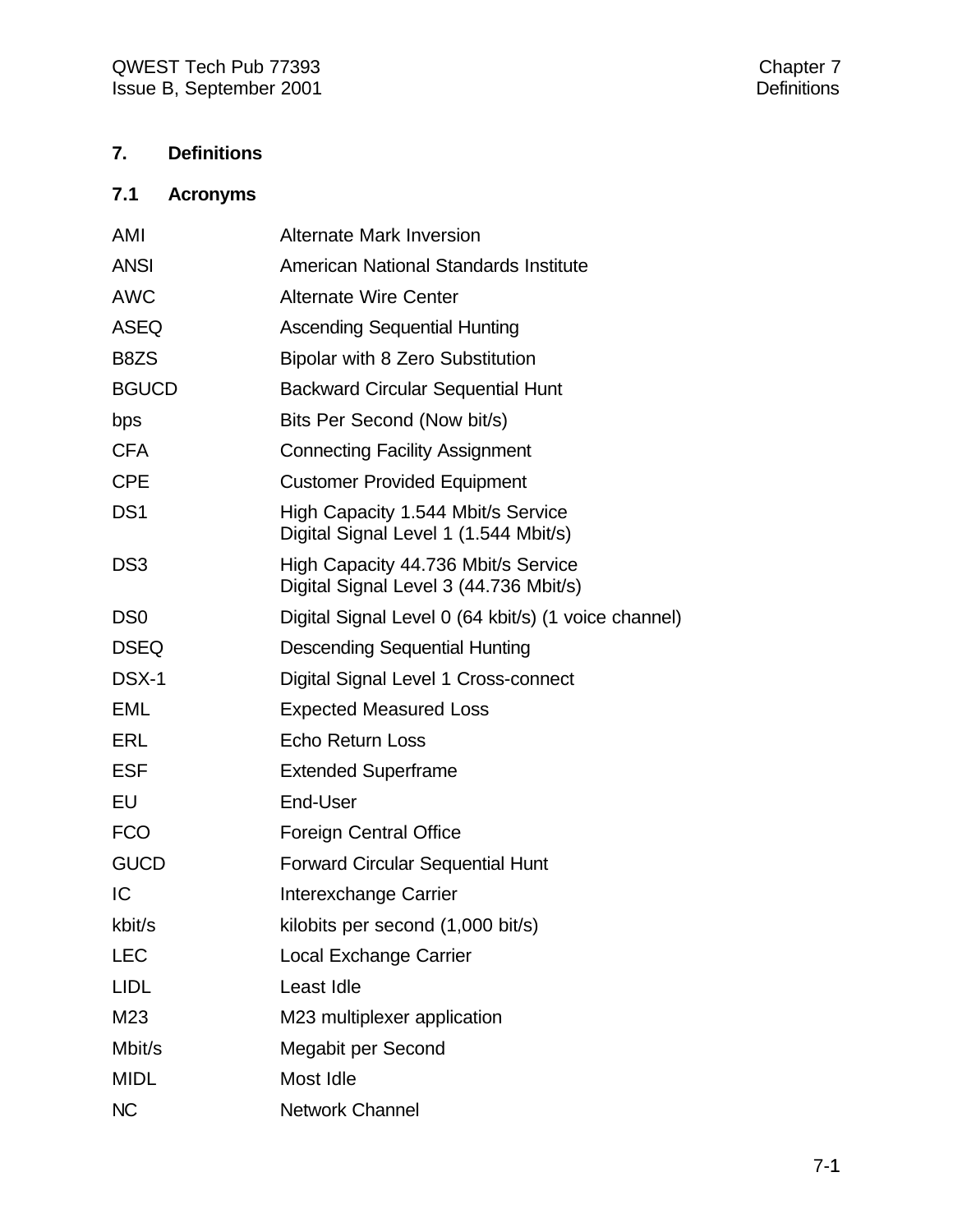# 7. Definitions

## 7.1 Acronyms

| | |
|---|---|
| AMI | Alternate Mark Inversion |
| ANSI | American National Standards Institute |
| AWC | Alternate Wire Center |
| ASEQ | Ascending Sequential Hunting |
| B8ZS | Bipolar with 8 Zero Substitution |
| BGUCD | Backward Circular Sequential Hunt |
| bps | Bits Per Second (Now bit/s) |
| CFA | Connecting Facility Assignment |
| CPE | Customer Provided Equipment |
| DS1 | High Capacity 1.544 Mbit/s Service<br>Digital Signal Level 1 (1.544 Mbit/s) |
| DS3 | High Capacity 44.736 Mbit/s Service<br>Digital Signal Level 3 (44.736 Mbit/s) |
| DS0 | Digital Signal Level 0 (64 kbit/s) (1 voice channel) |
| DSEQ | Descending Sequential Hunting |
| DSX-1 | Digital Signal Level 1 Cross-connect |
| EML | Expected Measured Loss |
| ERL | Echo Return Loss |
| ESF | Extended Superframe |
| EU | End-User |
| FCO | Foreign Central Office |
| GUCD | Forward Circular Sequential Hunt |
| IC | Interexchange Carrier |
| kbit/s | kilobits per second (1,000 bit/s) |
| LEC | Local Exchange Carrier |
| LIDL | Least Idle |
| M23 | M23 multiplexer application |
| Mbit/s | Megabit per Second |
| MIDL | Most Idle |
| NC | Network Channel |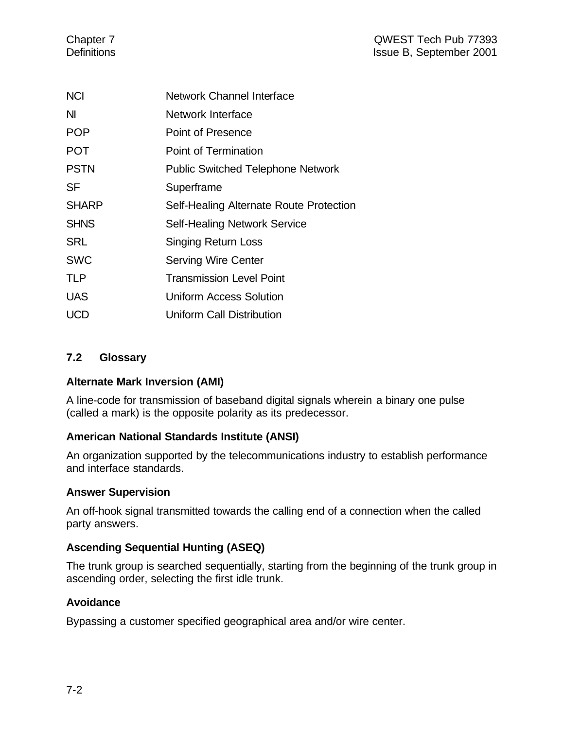| | |
|---|---|
| NCI | Network Channel Interface |
| NI | Network Interface |
| POP | Point of Presence |
| POT | Point of Termination |
| PSTN | Public Switched Telephone Network |
| SF | Superframe |
| SHARP | Self-Healing Alternate Route Protection |
| SHNS | Self-Healing Network Service |
| SRL | Singing Return Loss |
| SWC | Serving Wire Center |
| TLP | Transmission Level Point |
| UAS | Uniform Access Solution |
| UCD | Uniform Call Distribution |

## 7.2 Glossary

**Alternate Mark Inversion (AMI)**

A line-code for transmission of baseband digital signals wherein a binary one pulse (called a mark) is the opposite polarity as its predecessor.

**American National Standards Institute (ANSI)**

An organization supported by the telecommunications industry to establish performance and interface standards.

**Answer Supervision**

An off-hook signal transmitted towards the calling end of a connection when the called party answers.

**Ascending Sequential Hunting (ASEQ)**

The trunk group is searched sequentially, starting from the beginning of the trunk group in ascending order, selecting the first idle trunk.

**Avoidance**

Bypassing a customer specified geographical area and/or wire center.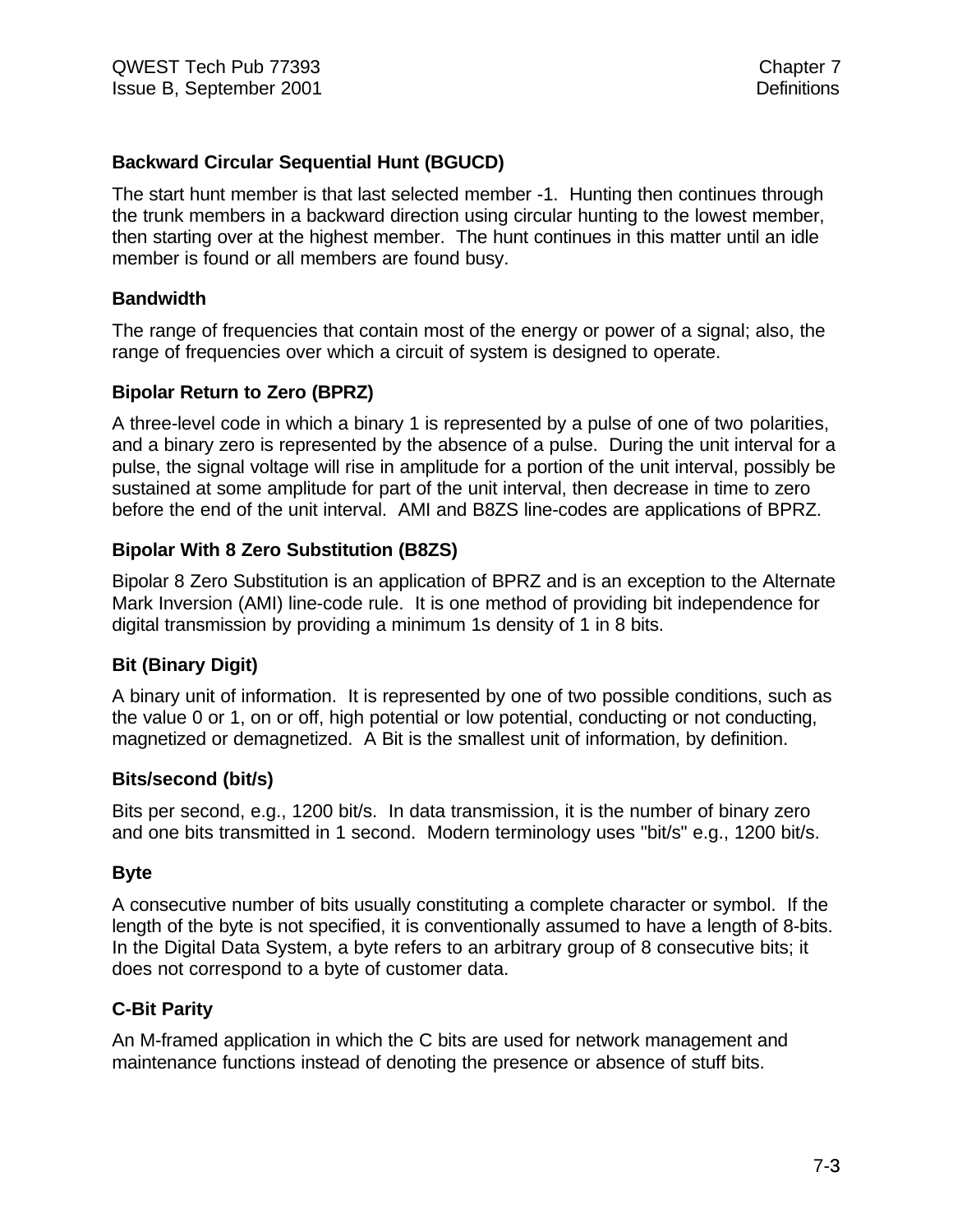### Backward Circular Sequential Hunt (BGUCD)

The start hunt member is that last selected member -1. Hunting then continues through the trunk members in a backward direction using circular hunting to the lowest member, then starting over at the highest member. The hunt continues in this matter until an idle member is found or all members are found busy.

### Bandwidth

The range of frequencies that contain most of the energy or power of a signal; also, the range of frequencies over which a circuit of system is designed to operate.

### Bipolar Return to Zero (BPRZ)

A three-level code in which a binary 1 is represented by a pulse of one of two polarities, and a binary zero is represented by the absence of a pulse. During the unit interval for a pulse, the signal voltage will rise in amplitude for a portion of the unit interval, possibly be sustained at some amplitude for part of the unit interval, then decrease in time to zero before the end of the unit interval. AMI and B8ZS line-codes are applications of BPRZ.

### Bipolar With 8 Zero Substitution (B8ZS)

Bipolar 8 Zero Substitution is an application of BPRZ and is an exception to the Alternate Mark Inversion (AMI) line-code rule. It is one method of providing bit independence for digital transmission by providing a minimum 1s density of 1 in 8 bits.

### Bit (Binary Digit)

A binary unit of information. It is represented by one of two possible conditions, such as the value 0 or 1, on or off, high potential or low potential, conducting or not conducting, magnetized or demagnetized. A Bit is the smallest unit of information, by definition.

### Bits/second (bit/s)

Bits per second, e.g., 1200 bit/s. In data transmission, it is the number of binary zero and one bits transmitted in 1 second. Modern terminology uses "bit/s" e.g., 1200 bit/s.

### Byte

A consecutive number of bits usually constituting a complete character or symbol. If the length of the byte is not specified, it is conventionally assumed to have a length of 8-bits. In the Digital Data System, a byte refers to an arbitrary group of 8 consecutive bits; it does not correspond to a byte of customer data.

### C-Bit Parity

An M-framed application in which the C bits are used for network management and maintenance functions instead of denoting the presence or absence of stuff bits.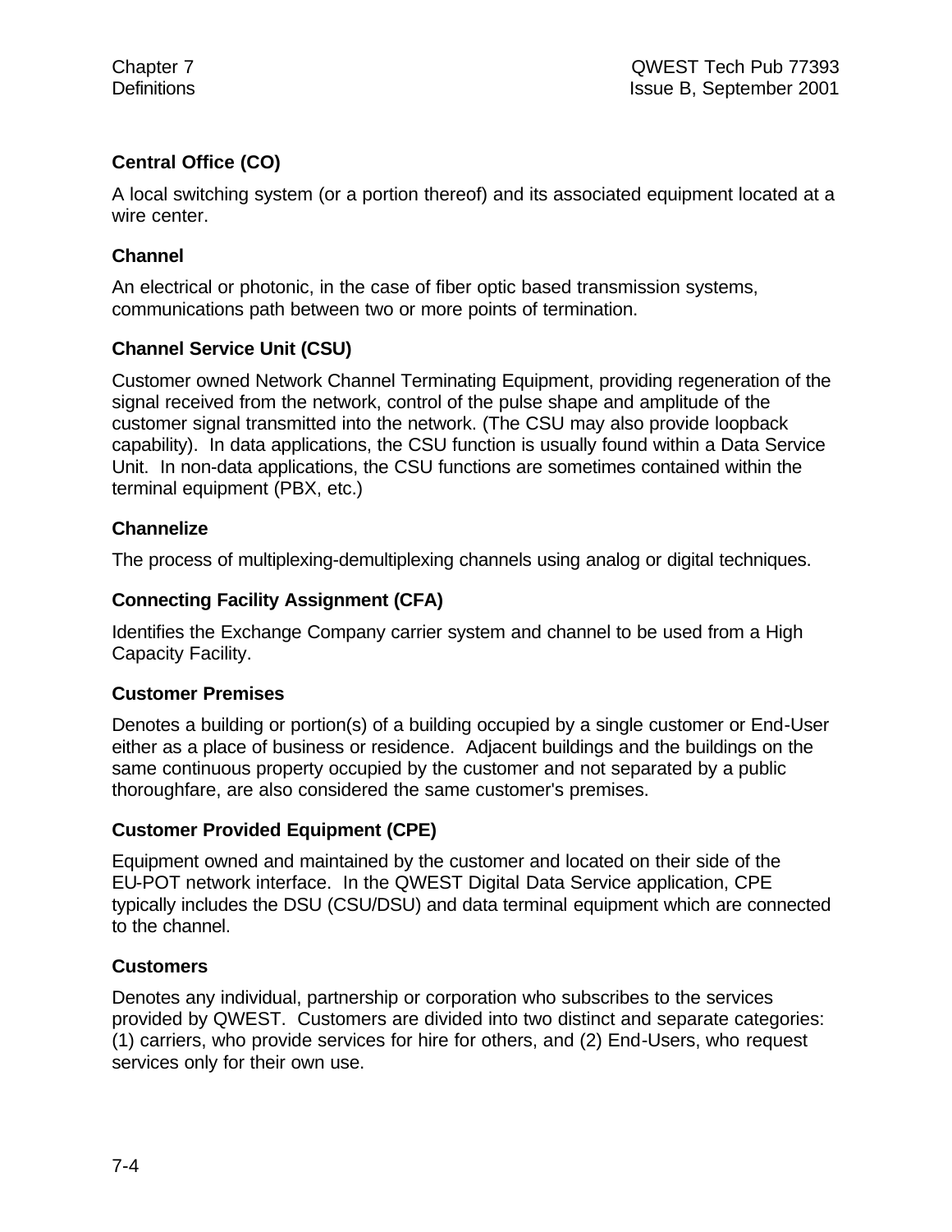### Central Office (CO)

A local switching system (or a portion thereof) and its associated equipment located at a wire center.

### Channel

An electrical or photonic, in the case of fiber optic based transmission systems, communications path between two or more points of termination.

### Channel Service Unit (CSU)

Customer owned Network Channel Terminating Equipment, providing regeneration of the signal received from the network, control of the pulse shape and amplitude of the customer signal transmitted into the network. (The CSU may also provide loopback capability). In data applications, the CSU function is usually found within a Data Service Unit. In non-data applications, the CSU functions are sometimes contained within the terminal equipment (PBX, etc.)

### Channelize

The process of multiplexing-demultiplexing channels using analog or digital techniques.

### Connecting Facility Assignment (CFA)

Identifies the Exchange Company carrier system and channel to be used from a High Capacity Facility.

### Customer Premises

Denotes a building or portion(s) of a building occupied by a single customer or End-User either as a place of business or residence. Adjacent buildings and the buildings on the same continuous property occupied by the customer and not separated by a public thoroughfare, are also considered the same customer's premises.

### Customer Provided Equipment (CPE)

Equipment owned and maintained by the customer and located on their side of the EU-POT network interface. In the QWEST Digital Data Service application, CPE typically includes the DSU (CSU/DSU) and data terminal equipment which are connected to the channel.

### Customers

Denotes any individual, partnership or corporation who subscribes to the services provided by QWEST. Customers are divided into two distinct and separate categories: (1) carriers, who provide services for hire for others, and (2) End-Users, who request services only for their own use.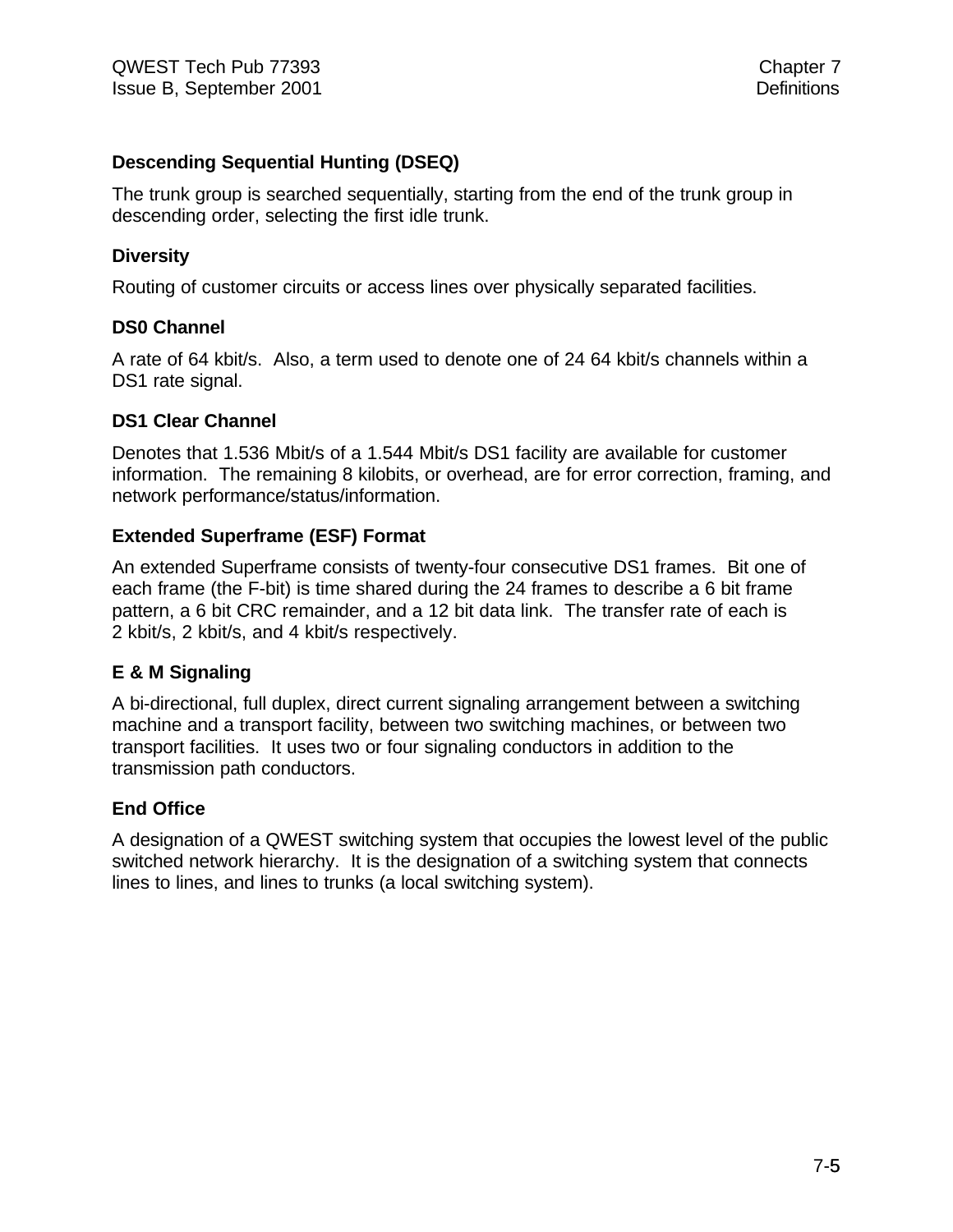### Descending Sequential Hunting (DSEQ)

The trunk group is searched sequentially, starting from the end of the trunk group in descending order, selecting the first idle trunk.

### Diversity

Routing of customer circuits or access lines over physically separated facilities.

### DS0 Channel

A rate of 64 kbit/s.  Also, a term used to denote one of 24 64 kbit/s channels within a DS1 rate signal.

### DS1 Clear Channel

Denotes that 1.536 Mbit/s of a 1.544 Mbit/s DS1 facility are available for customer information.  The remaining 8 kilobits, or overhead, are for error correction, framing, and network performance/status/information.

### Extended Superframe (ESF) Format

An extended Superframe consists of twenty-four consecutive DS1 frames.  Bit one of each frame (the F-bit) is time shared during the 24 frames to describe a 6 bit frame pattern, a 6 bit CRC remainder, and a 12 bit data link.  The transfer rate of each is 2 kbit/s, 2 kbit/s, and 4 kbit/s respectively.

### E & M Signaling

A bi-directional, full duplex, direct current signaling arrangement between a switching machine and a transport facility, between two switching machines, or between two transport facilities.  It uses two or four signaling conductors in addition to the transmission path conductors.

### End Office

A designation of a QWEST switching system that occupies the lowest level of the public switched network hierarchy.  It is the designation of a switching system that connects lines to lines, and lines to trunks (a local switching system).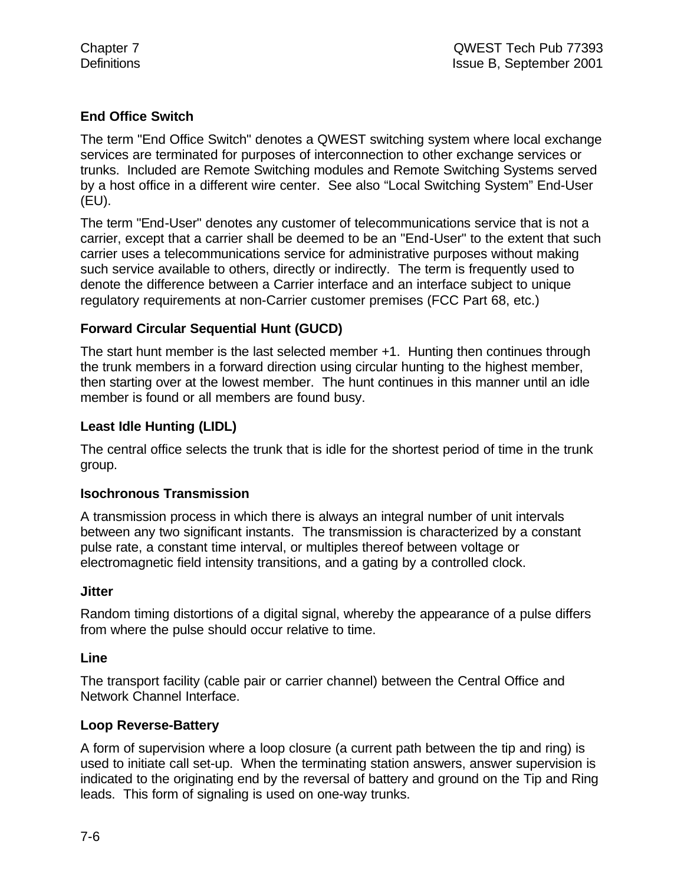**End Office Switch**

The term "End Office Switch" denotes a QWEST switching system where local exchange services are terminated for purposes of interconnection to other exchange services or trunks. Included are Remote Switching modules and Remote Switching Systems served by a host office in a different wire center. See also "Local Switching System" End-User (EU).

The term "End-User" denotes any customer of telecommunications service that is not a carrier, except that a carrier shall be deemed to be an "End-User" to the extent that such carrier uses a telecommunications service for administrative purposes without making such service available to others, directly or indirectly. The term is frequently used to denote the difference between a Carrier interface and an interface subject to unique regulatory requirements at non-Carrier customer premises (FCC Part 68, etc.)

**Forward Circular Sequential Hunt (GUCD)**

The start hunt member is the last selected member +1. Hunting then continues through the trunk members in a forward direction using circular hunting to the highest member, then starting over at the lowest member. The hunt continues in this manner until an idle member is found or all members are found busy.

**Least Idle Hunting (LIDL)**

The central office selects the trunk that is idle for the shortest period of time in the trunk group.

**Isochronous Transmission**

A transmission process in which there is always an integral number of unit intervals between any two significant instants. The transmission is characterized by a constant pulse rate, a constant time interval, or multiples thereof between voltage or electromagnetic field intensity transitions, and a gating by a controlled clock.

**Jitter**

Random timing distortions of a digital signal, whereby the appearance of a pulse differs from where the pulse should occur relative to time.

**Line**

The transport facility (cable pair or carrier channel) between the Central Office and Network Channel Interface.

**Loop Reverse-Battery**

A form of supervision where a loop closure (a current path between the tip and ring) is used to initiate call set-up. When the terminating station answers, answer supervision is indicated to the originating end by the reversal of battery and ground on the Tip and Ring leads. This form of signaling is used on one-way trunks.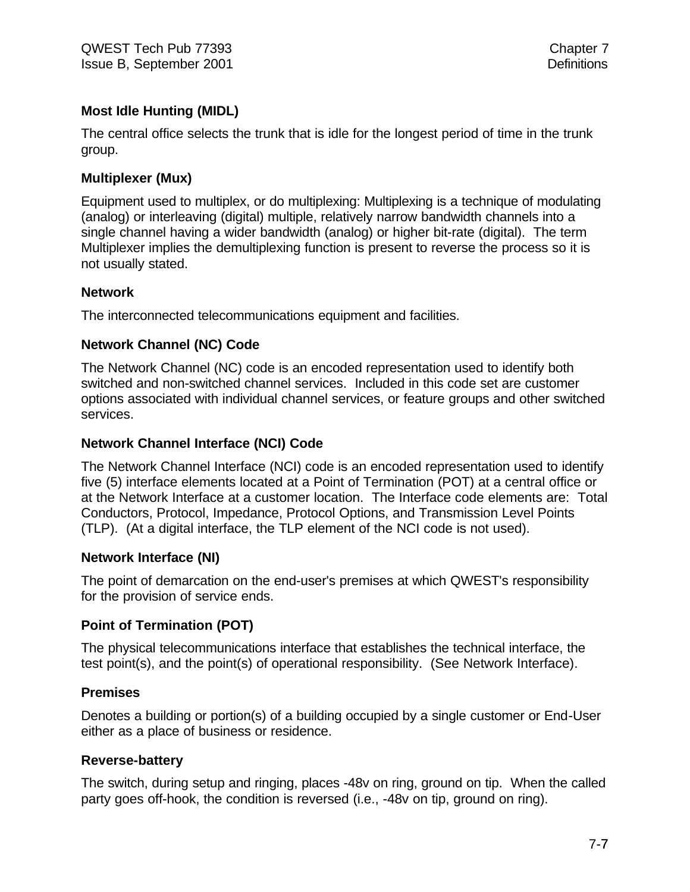**Most Idle Hunting (MIDL)**

The central office selects the trunk that is idle for the longest period of time in the trunk group.

**Multiplexer (Mux)**

Equipment used to multiplex, or do multiplexing: Multiplexing is a technique of modulating (analog) or interleaving (digital) multiple, relatively narrow bandwidth channels into a single channel having a wider bandwidth (analog) or higher bit-rate (digital). The term Multiplexer implies the demultiplexing function is present to reverse the process so it is not usually stated.

**Network**

The interconnected telecommunications equipment and facilities.

**Network Channel (NC) Code**

The Network Channel (NC) code is an encoded representation used to identify both switched and non-switched channel services. Included in this code set are customer options associated with individual channel services, or feature groups and other switched services.

**Network Channel Interface (NCI) Code**

The Network Channel Interface (NCI) code is an encoded representation used to identify five (5) interface elements located at a Point of Termination (POT) at a central office or at the Network Interface at a customer location. The Interface code elements are: Total Conductors, Protocol, Impedance, Protocol Options, and Transmission Level Points (TLP). (At a digital interface, the TLP element of the NCI code is not used).

**Network Interface (NI)**

The point of demarcation on the end-user's premises at which QWEST's responsibility for the provision of service ends.

**Point of Termination (POT)**

The physical telecommunications interface that establishes the technical interface, the test point(s), and the point(s) of operational responsibility. (See Network Interface).

**Premises**

Denotes a building or portion(s) of a building occupied by a single customer or End-User either as a place of business or residence.

**Reverse-battery**

The switch, during setup and ringing, places -48v on ring, ground on tip. When the called party goes off-hook, the condition is reversed (i.e., -48v on tip, ground on ring).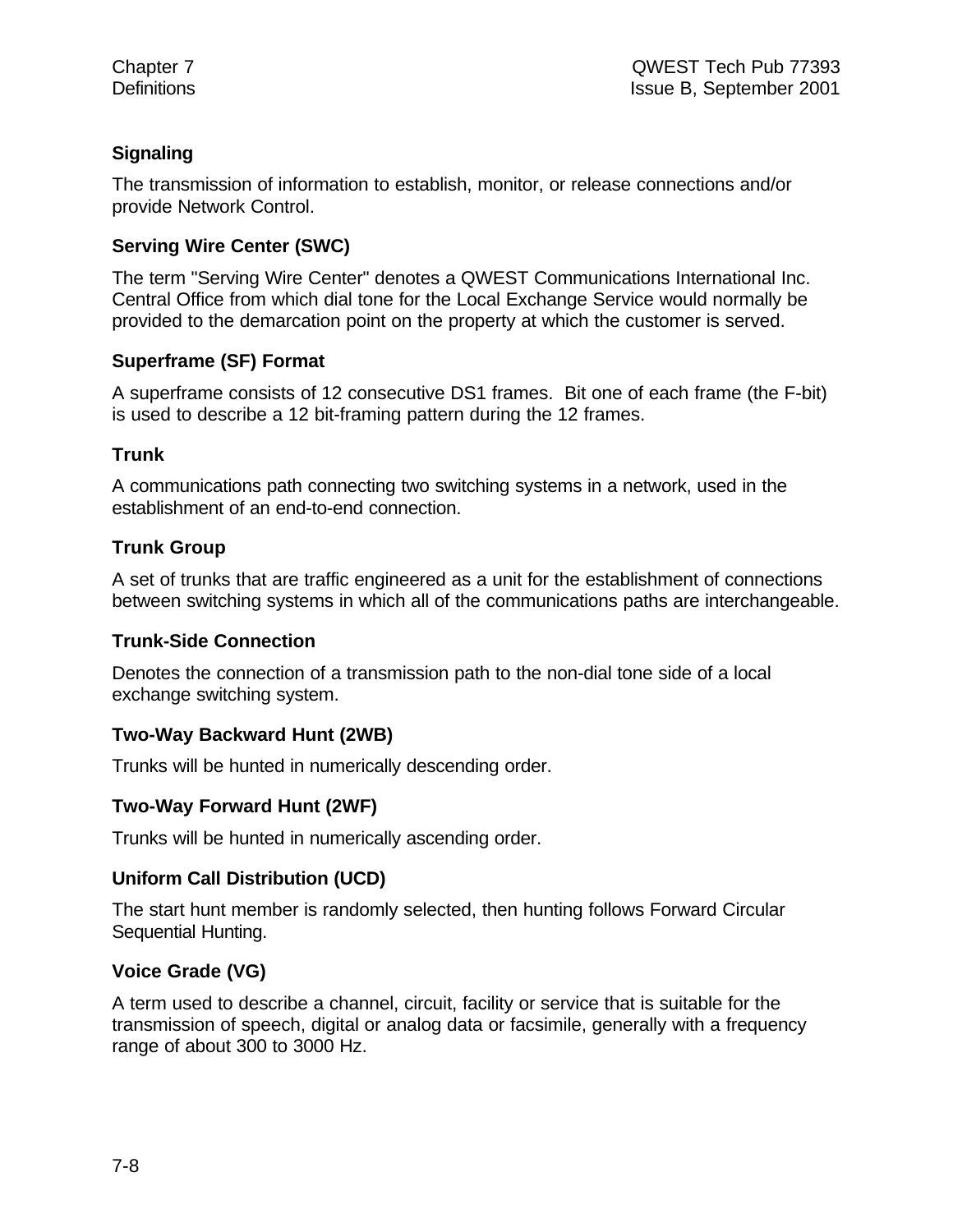**Signaling**

The transmission of information to establish, monitor, or release connections and/or provide Network Control.

**Serving Wire Center (SWC)**

The term "Serving Wire Center" denotes a QWEST Communications International Inc. Central Office from which dial tone for the Local Exchange Service would normally be provided to the demarcation point on the property at which the customer is served.

**Superframe (SF) Format**

A superframe consists of 12 consecutive DS1 frames. Bit one of each frame (the F-bit) is used to describe a 12 bit-framing pattern during the 12 frames.

**Trunk**

A communications path connecting two switching systems in a network, used in the establishment of an end-to-end connection.

**Trunk Group**

A set of trunks that are traffic engineered as a unit for the establishment of connections between switching systems in which all of the communications paths are interchangeable.

**Trunk-Side Connection**

Denotes the connection of a transmission path to the non-dial tone side of a local exchange switching system.

**Two-Way Backward Hunt (2WB)**

Trunks will be hunted in numerically descending order.

**Two-Way Forward Hunt (2WF)**

Trunks will be hunted in numerically ascending order.

**Uniform Call Distribution (UCD)**

The start hunt member is randomly selected, then hunting follows Forward Circular Sequential Hunting.

**Voice Grade (VG)**

A term used to describe a channel, circuit, facility or service that is suitable for the transmission of speech, digital or analog data or facsimile, generally with a frequency range of about 300 to 3000 Hz.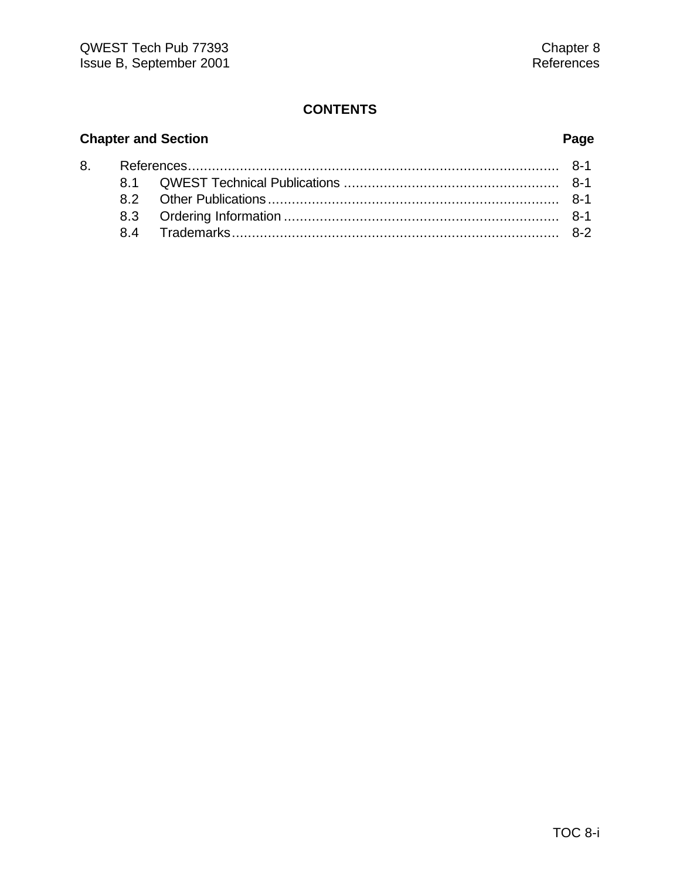## CONTENTS

| Chapter and Section | | Page |
|---|---|---|
| 8. | References | 8-1 |
| 8.1 | QWEST Technical Publications | 8-1 |
| 8.2 | Other Publications | 8-1 |
| 8.3 | Ordering Information | 8-1 |
| 8.4 | Trademarks | 8-2 |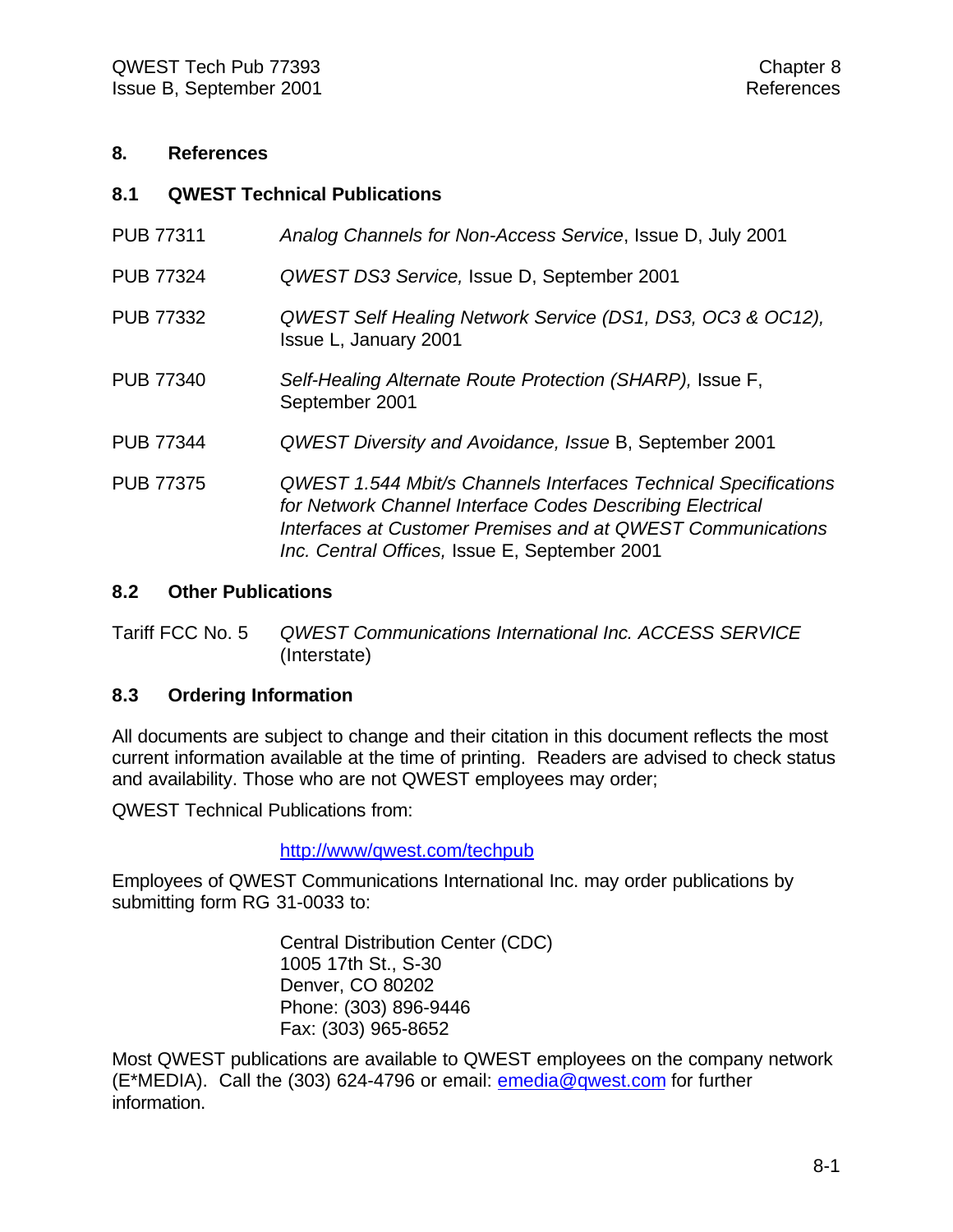# 8. References

## 8.1 QWEST Technical Publications

| | |
|---|---|
| PUB 77311 | *Analog Channels for Non-Access Service*, Issue D, July 2001 |
| PUB 77324 | *QWEST DS3 Service,* Issue D, September 2001 |
| PUB 77332 | *QWEST Self Healing Network Service (DS1, DS3, OC3 & OC12),* Issue L, January 2001 |
| PUB 77340 | *Self-Healing Alternate Route Protection (SHARP),* Issue F, September 2001 |
| PUB 77344 | *QWEST Diversity and Avoidance, Issue* B, September 2001 |
| PUB 77375 | *QWEST 1.544 Mbit/s Channels Interfaces Technical Specifications for Network Channel Interface Codes Describing Electrical Interfaces at Customer Premises and at QWEST Communications Inc. Central Offices,* Issue E, September 2001 |

## 8.2 Other Publications

| | |
|---|---|
| Tariff FCC No. 5 | *QWEST Communications International Inc. ACCESS SERVICE* (Interstate) |

## 8.3 Ordering Information

All documents are subject to change and their citation in this document reflects the most current information available at the time of printing. Readers are advised to check status and availability. Those who are not QWEST employees may order;

QWEST Technical Publications from:

http://www/qwest.com/techpub

Employees of QWEST Communications International Inc. may order publications by submitting form RG 31-0033 to:

Central Distribution Center (CDC)
1005 17th St., S-30
Denver, CO 80202
Phone: (303) 896-9446
Fax: (303) 965-8652

Most QWEST publications are available to QWEST employees on the company network (E*MEDIA). Call the (303) 624-4796 or email: emedia@qwest.com for further information.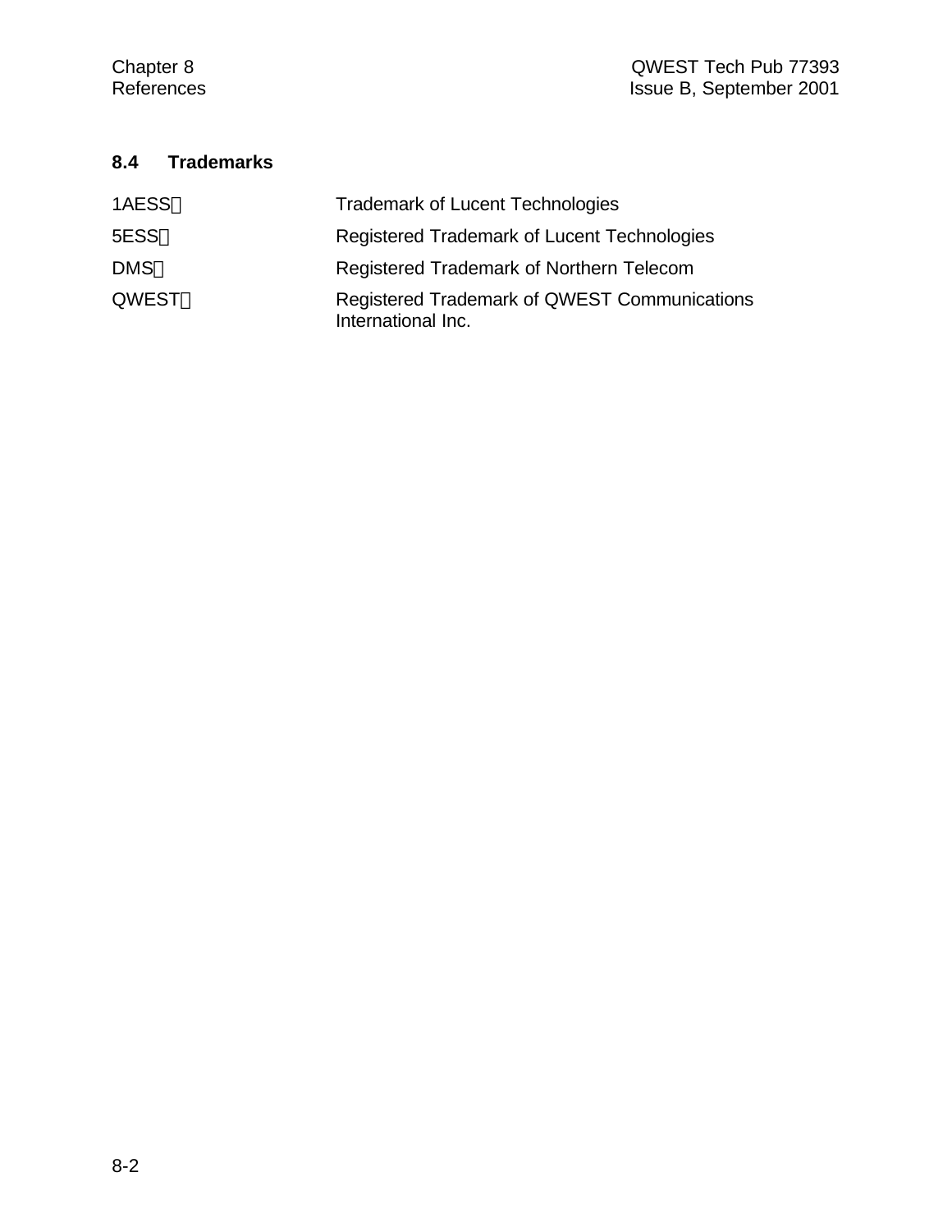## 8.4 Trademarks

| | |
|---|---|
| 1AESS™ | Trademark of Lucent Technologies |
| 5ESS® | Registered Trademark of Lucent Technologies |
| DMS® | Registered Trademark of Northern Telecom |
| QWEST® | Registered Trademark of QWEST Communications International Inc. |